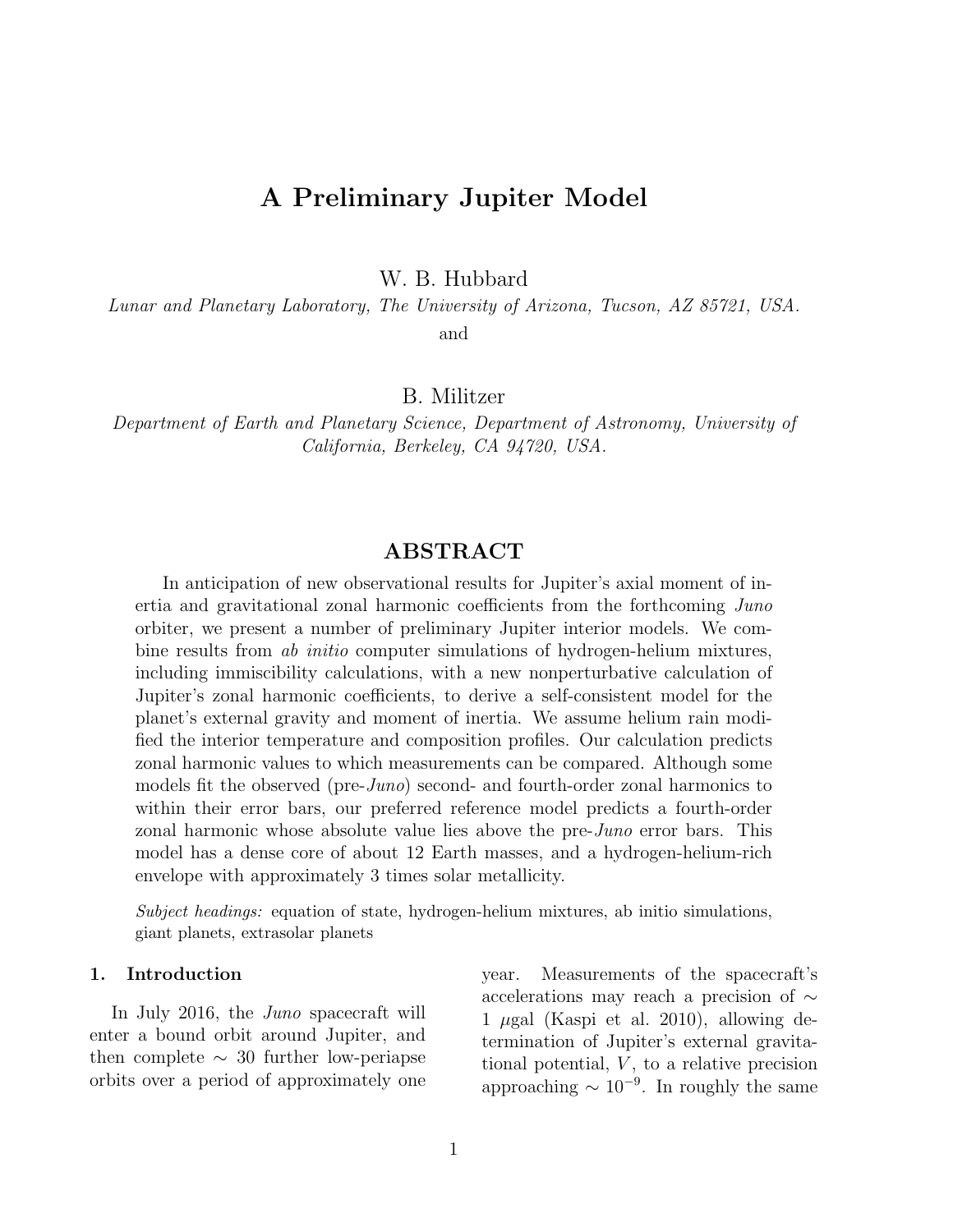# A Preliminary Jupiter Model

W. B. Hubbard

*Lunar and Planetary Laboratory, The University of Arizona, Tucson, AZ 85721, USA.*

and

B. Militzer

*Department of Earth and Planetary Science, Department of Astronomy, University of California, Berkeley, CA 94720, USA.*

## ABSTRACT

In anticipation of new observational results for Jupiter's axial moment of inertia and gravitational zonal harmonic coefficients from the forthcoming *Juno* orbiter, we present a number of preliminary Jupiter interior models. We combine results from *ab initio* computer simulations of hydrogen-helium mixtures, including immiscibility calculations, with a new nonperturbative calculation of Jupiter's zonal harmonic coefficients, to derive a self-consistent model for the planet's external gravity and moment of inertia. We assume helium rain modified the interior temperature and composition profiles. Our calculation predicts zonal harmonic values to which measurements can be compared. Although some models fit the observed (pre-*Juno*) second- and fourth-order zonal harmonics to within their error bars, our preferred reference model predicts a fourth-order zonal harmonic whose absolute value lies above the pre-*Juno* error bars. This model has a dense core of about 12 Earth masses, and a hydrogen-helium-rich envelope with approximately 3 times solar metallicity.

*Subject headings:* equation of state, hydrogen-helium mixtures, ab initio simulations, giant planets, extrasolar planets

## 1. Introduction

In July 2016, the *Juno* spacecraft will enter a bound orbit around Jupiter, and then complete $\sim$ 30 further low-periapse orbits over a period of approximately one year. Measurements of the spacecraft's accelerations may reach a precision of $\sim 1$ $\mu$gal (Kaspi et al. 2010), allowing determination of Jupiter's external gravitational potential, $V$, to a relative precision approaching $\sim 10^{-9}$. In roughly the same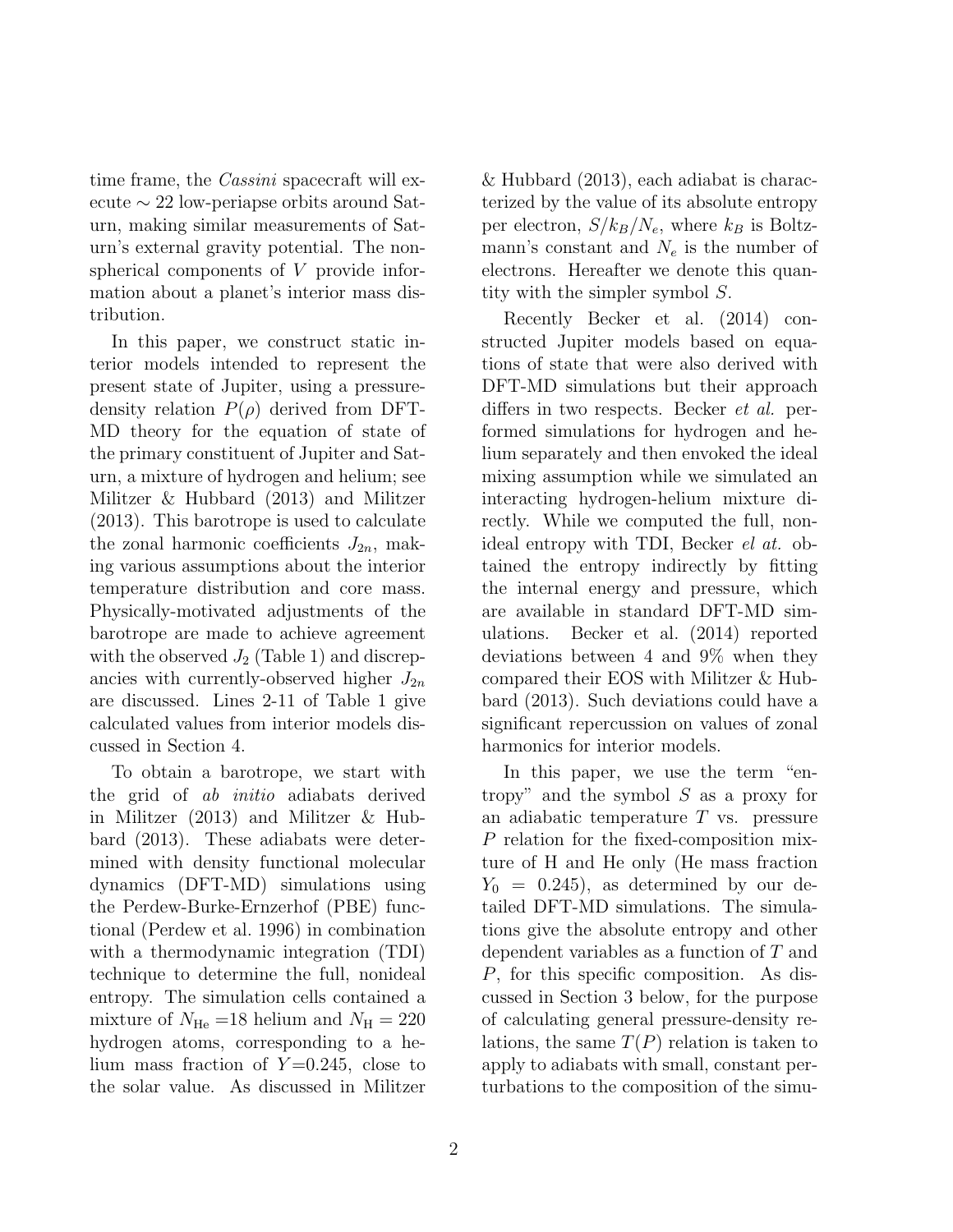time frame, the *Cassini* spacecraft will execute $\sim 22$ low-periapse orbits around Saturn, making similar measurements of Saturn's external gravity potential. The nonspherical components of $V$ provide information about a planet's interior mass distribution.

In this paper, we construct static interior models intended to represent the present state of Jupiter, using a pressure-density relation $P(\rho)$ derived from DFT-MD theory for the equation of state of the primary constituent of Jupiter and Saturn, a mixture of hydrogen and helium; see Militzer & Hubbard (2013) and Militzer (2013). This barotrope is used to calculate the zonal harmonic coefficients $J_{2n}$, making various assumptions about the interior temperature distribution and core mass. Physically-motivated adjustments of the barotrope are made to achieve agreement with the observed $J_2$ (Table 1) and discrepancies with currently-observed higher $J_{2n}$ are discussed. Lines 2-11 of Table 1 give calculated values from interior models discussed in Section 4.

To obtain a barotrope, we start with the grid of *ab initio* adiabats derived in Militzer (2013) and Militzer & Hubbard (2013). These adiabats were determined with density functional molecular dynamics (DFT-MD) simulations using the Perdew-Burke-Ernzerhof (PBE) functional (Perdew et al. 1996) in combination with a thermodynamic integration (TDI) technique to determine the full, nonideal entropy. The simulation cells contained a mixture of $N_{\rm He} = 18$ helium and $N_{\rm H} = 220$ hydrogen atoms, corresponding to a helium mass fraction of $Y = 0.245$, close to the solar value. As discussed in Militzer & Hubbard (2013), each adiabat is characterized by the value of its absolute entropy per electron, $S/k_B/N_e$, where $k_B$ is Boltzmann's constant and $N_e$ is the number of electrons. Hereafter we denote this quantity with the simpler symbol $S$.

Recently Becker et al. (2014) constructed Jupiter models based on equations of state that were also derived with DFT-MD simulations but their approach differs in two respects. Becker *et al.* performed simulations for hydrogen and helium separately and then envoked the ideal mixing assumption while we simulated an interacting hydrogen-helium mixture directly. While we computed the full, nonideal entropy with TDI, Becker *el at.* obtained the entropy indirectly by fitting the internal energy and pressure, which are available in standard DFT-MD simulations. Becker et al. (2014) reported deviations between 4 and 9% when they compared their EOS with Militzer & Hubbard (2013). Such deviations could have a significant repercussion on values of zonal harmonics for interior models.

In this paper, we use the term "entropy" and the symbol $S$ as a proxy for an adiabatic temperature $T$ vs. pressure $P$ relation for the fixed-composition mixture of H and He only (He mass fraction $Y_0 = 0.245$), as determined by our detailed DFT-MD simulations. The simulations give the absolute entropy and other dependent variables as a function of $T$ and $P$, for this specific composition. As discussed in Section 3 below, for the purpose of calculating general pressure-density relations, the same $T(P)$ relation is taken to apply to adiabats with small, constant perturbations to the composition of the simu-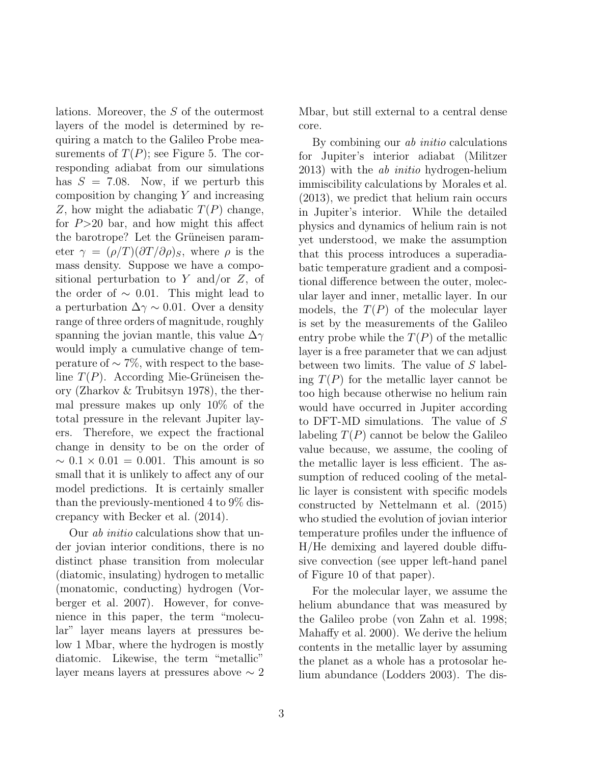lations. Moreover, the $S$ of the outermost layers of the model is determined by requiring a match to the Galileo Probe measurements of $T(P)$; see Figure 5. The corresponding adiabat from our simulations has $S = 7.08$. Now, if we perturb this composition by changing $Y$ and increasing $Z$, how might the adiabatic $T(P)$ change, for $P$>20 bar, and how might this affect the barotrope? Let the Grüneisen parameter $\gamma = (\rho/T)(\partial T/\partial \rho)_S$, where $\rho$ is the mass density. Suppose we have a compositional perturbation to $Y$ and/or $Z$, of the order of $\sim 0.01$. This might lead to a perturbation $\Delta\gamma \sim 0.01$. Over a density range of three orders of magnitude, roughly spanning the jovian mantle, this value $\Delta\gamma$ would imply a cumulative change of temperature of $\sim 7\%$, with respect to the baseline $T(P)$. According Mie-Grüneisen theory (Zharkov & Trubitsyn 1978), the thermal pressure makes up only 10% of the total pressure in the relevant Jupiter layers. Therefore, we expect the fractional change in density to be on the order of $\sim 0.1 \times 0.01 = 0.001$. This amount is so small that it is unlikely to affect any of our model predictions. It is certainly smaller than the previously-mentioned 4 to 9% discrepancy with Becker et al. (2014).

Our *ab initio* calculations show that under jovian interior conditions, there is no distinct phase transition from molecular (diatomic, insulating) hydrogen to metallic (monatomic, conducting) hydrogen (Vorberger et al. 2007). However, for convenience in this paper, the term "molecular" layer means layers at pressures below 1 Mbar, where the hydrogen is mostly diatomic. Likewise, the term "metallic" layer means layers at pressures above $\sim 2$ Mbar, but still external to a central dense core.

By combining our *ab initio* calculations for Jupiter's interior adiabat (Militzer 2013) with the *ab initio* hydrogen-helium immiscibility calculations by Morales et al. (2013), we predict that helium rain occurs in Jupiter's interior. While the detailed physics and dynamics of helium rain is not yet understood, we make the assumption that this process introduces a superadiabatic temperature gradient and a compositional difference between the outer, molecular layer and inner, metallic layer. In our models, the $T(P)$ of the molecular layer is set by the measurements of the Galileo entry probe while the $T(P)$ of the metallic layer is a free parameter that we can adjust between two limits. The value of $S$ labeling $T(P)$ for the metallic layer cannot be too high because otherwise no helium rain would have occurred in Jupiter according to DFT-MD simulations. The value of $S$ labeling $T(P)$ cannot be below the Galileo value because, we assume, the cooling of the metallic layer is less efficient. The assumption of reduced cooling of the metallic layer is consistent with specific models constructed by Nettelmann et al. (2015) who studied the evolution of jovian interior temperature profiles under the influence of H/He demixing and layered double diffusive convection (see upper left-hand panel of Figure 10 of that paper).

For the molecular layer, we assume the helium abundance that was measured by the Galileo probe (von Zahn et al. 1998; Mahaffy et al. 2000). We derive the helium contents in the metallic layer by assuming the planet as a whole has a protosolar helium abundance (Lodders 2003). The dis-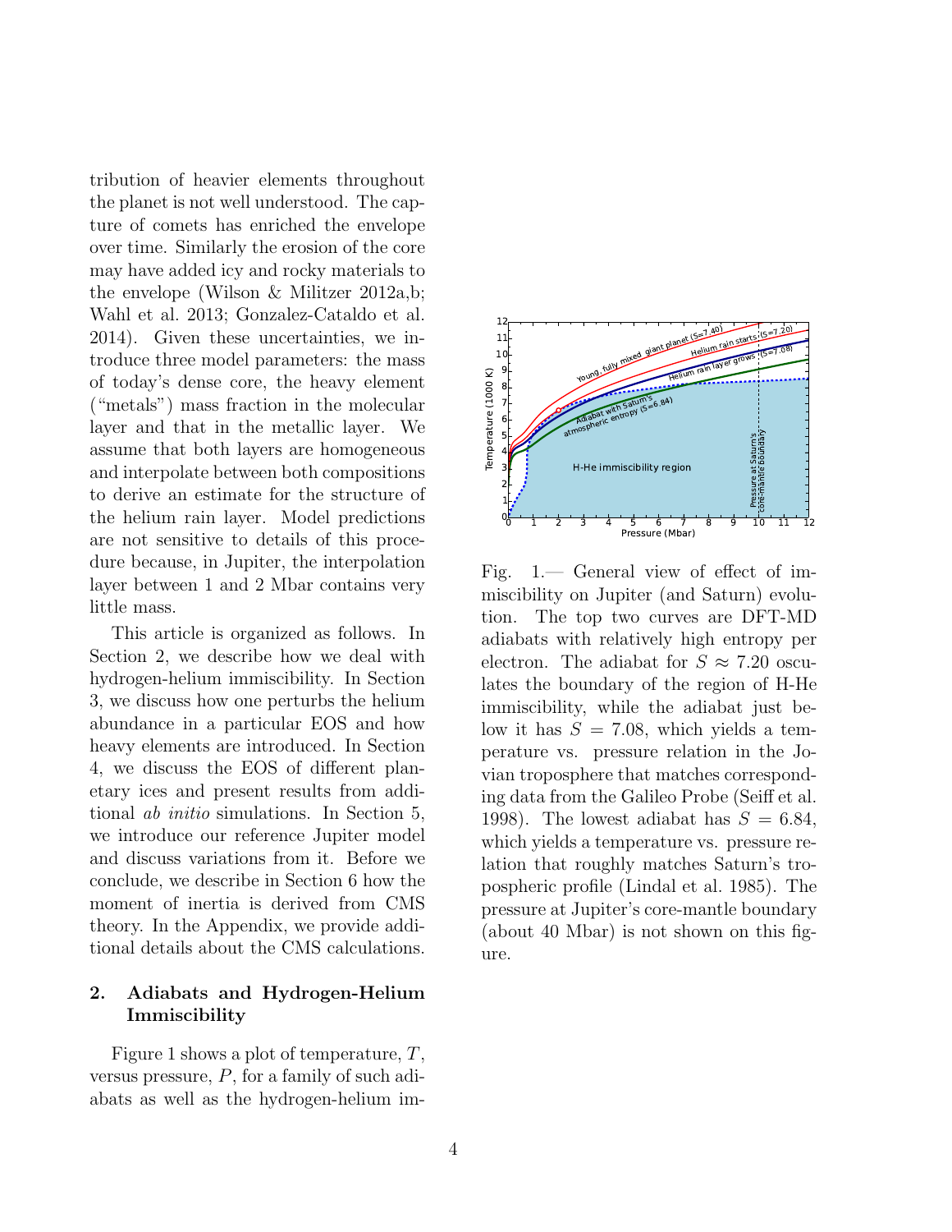tribution of heavier elements throughout the planet is not well understood. The capture of comets has enriched the envelope over time. Similarly the erosion of the core may have added icy and rocky materials to the envelope (Wilson & Militzer 2012a,b; Wahl et al. 2013; Gonzalez-Cataldo et al. 2014). Given these uncertainties, we introduce three model parameters: the mass of today's dense core, the heavy element ("metals") mass fraction in the molecular layer and that in the metallic layer. We assume that both layers are homogeneous and interpolate between both compositions to derive an estimate for the structure of the helium rain layer. Model predictions are not sensitive to details of this procedure because, in Jupiter, the interpolation layer between 1 and 2 Mbar contains very little mass.

This article is organized as follows. In Section 2, we describe how we deal with hydrogen-helium immiscibility. In Section 3, we discuss how one perturbs the helium abundance in a particular EOS and how heavy elements are introduced. In Section 4, we discuss the EOS of different planetary ices and present results from additional *ab initio* simulations. In Section 5, we introduce our reference Jupiter model and discuss variations from it. Before we conclude, we describe in Section 6 how the moment of inertia is derived from CMS theory. In the Appendix, we provide additional details about the CMS calculations.

## 2. Adiabats and Hydrogen-Helium Immiscibility

Figure 1 shows a plot of temperature, $T$, versus pressure, $P$, for a family of such adiabats as well as the hydrogen-helium im-

Fig. 1.— General view of effect of immiscibility on Jupiter (and Saturn) evolution. The top two curves are DFT-MD adiabats with relatively high entropy per electron. The adiabat for $S \approx 7.20$ osculates the boundary of the region of H-He immiscibility, while the adiabat just below it has $S = 7.08$, which yields a temperature vs. pressure relation in the Jovian troposphere that matches corresponding data from the Galileo Probe (Seiff et al. 1998). The lowest adiabat has $S = 6.84$, which yields a temperature vs. pressure relation that roughly matches Saturn's tropospheric profile (Lindal et al. 1985). The pressure at Jupiter's core-mantle boundary (about 40 Mbar) is not shown on this figure.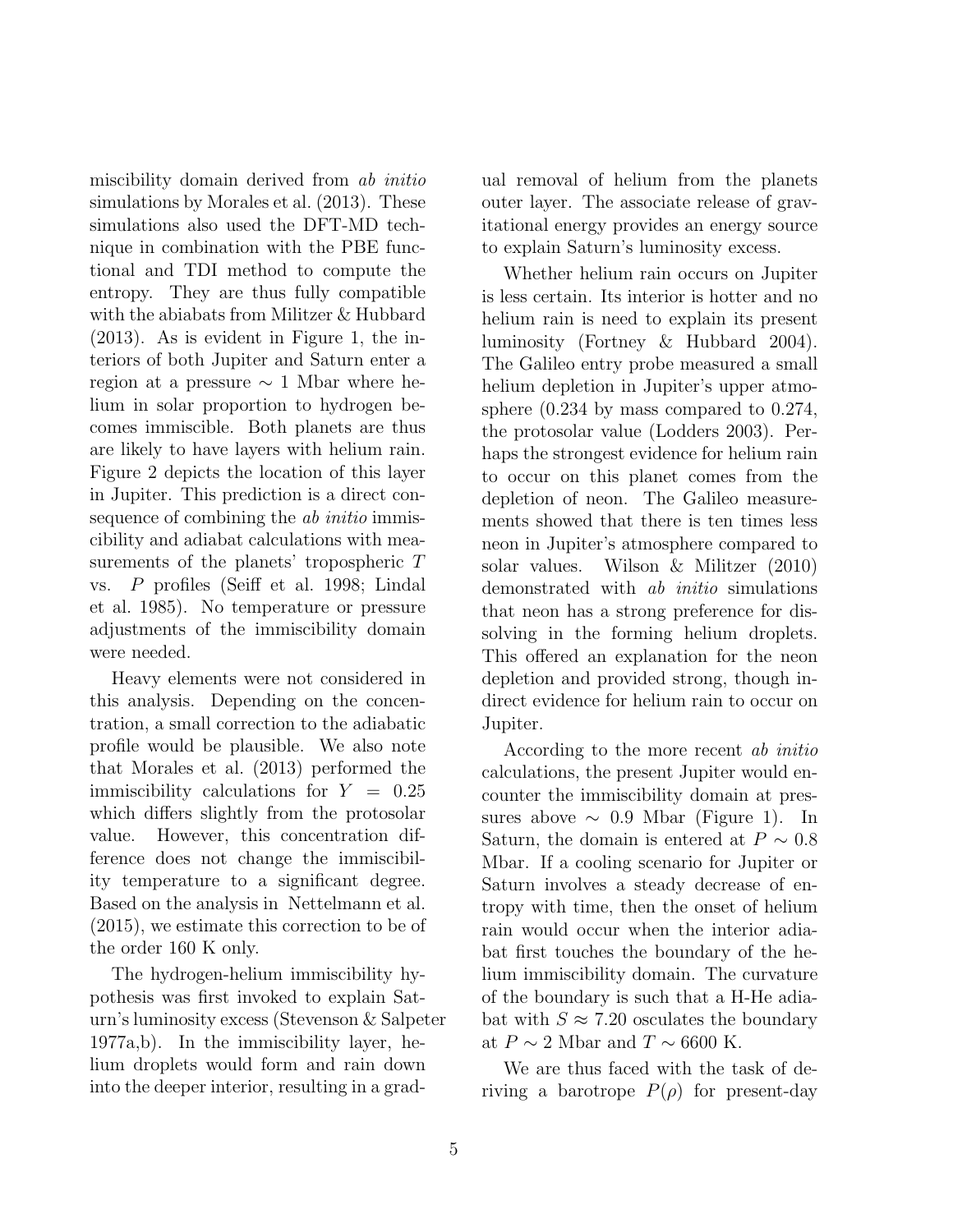miscibility domain derived from *ab initio* simulations by Morales et al. (2013). These simulations also used the DFT-MD technique in combination with the PBE functional and TDI method to compute the entropy. They are thus fully compatible with the abiabats from Militzer & Hubbard (2013). As is evident in Figure 1, the interiors of both Jupiter and Saturn enter a region at a pressure $\sim$ 1 Mbar where helium in solar proportion to hydrogen becomes immiscible. Both planets are thus are likely to have layers with helium rain. Figure 2 depicts the location of this layer in Jupiter. This prediction is a direct consequence of combining the *ab initio* immiscibility and adiabat calculations with measurements of the planets' tropospheric $T$ vs. $P$ profiles (Seiff et al. 1998; Lindal et al. 1985). No temperature or pressure adjustments of the immiscibility domain were needed.

Heavy elements were not considered in this analysis. Depending on the concentration, a small correction to the adiabatic profile would be plausible. We also note that Morales et al. (2013) performed the immiscibility calculations for $Y = 0.25$ which differs slightly from the protosolar value. However, this concentration difference does not change the immiscibility temperature to a significant degree. Based on the analysis in Nettelmann et al. (2015), we estimate this correction to be of the order 160 K only.

The hydrogen-helium immiscibility hypothesis was first invoked to explain Saturn's luminosity excess (Stevenson & Salpeter 1977a,b). In the immiscibility layer, helium droplets would form and rain down into the deeper interior, resulting in a gradual removal of helium from the planets outer layer. The associate release of gravitational energy provides an energy source to explain Saturn's luminosity excess.

Whether helium rain occurs on Jupiter is less certain. Its interior is hotter and no helium rain is need to explain its present luminosity (Fortney & Hubbard 2004). The Galileo entry probe measured a small helium depletion in Jupiter's upper atmosphere (0.234 by mass compared to 0.274, the protosolar value (Lodders 2003). Perhaps the strongest evidence for helium rain to occur on this planet comes from the depletion of neon. The Galileo measurements showed that there is ten times less neon in Jupiter's atmosphere compared to solar values. Wilson & Militzer (2010) demonstrated with *ab initio* simulations that neon has a strong preference for dissolving in the forming helium droplets. This offered an explanation for the neon depletion and provided strong, though indirect evidence for helium rain to occur on Jupiter.

According to the more recent *ab initio* calculations, the present Jupiter would encounter the immiscibility domain at pressures above $\sim$ 0.9 Mbar (Figure 1). In Saturn, the domain is entered at $P \sim 0.8$ Mbar. If a cooling scenario for Jupiter or Saturn involves a steady decrease of entropy with time, then the onset of helium rain would occur when the interior adiabat first touches the boundary of the helium immiscibility domain. The curvature of the boundary is such that a H-He adiabat with $S \approx 7.20$ osculates the boundary at $P \sim 2$ Mbar and $T \sim 6600$ K.

We are thus faced with the task of deriving a barotrope $P(\rho)$ for present-day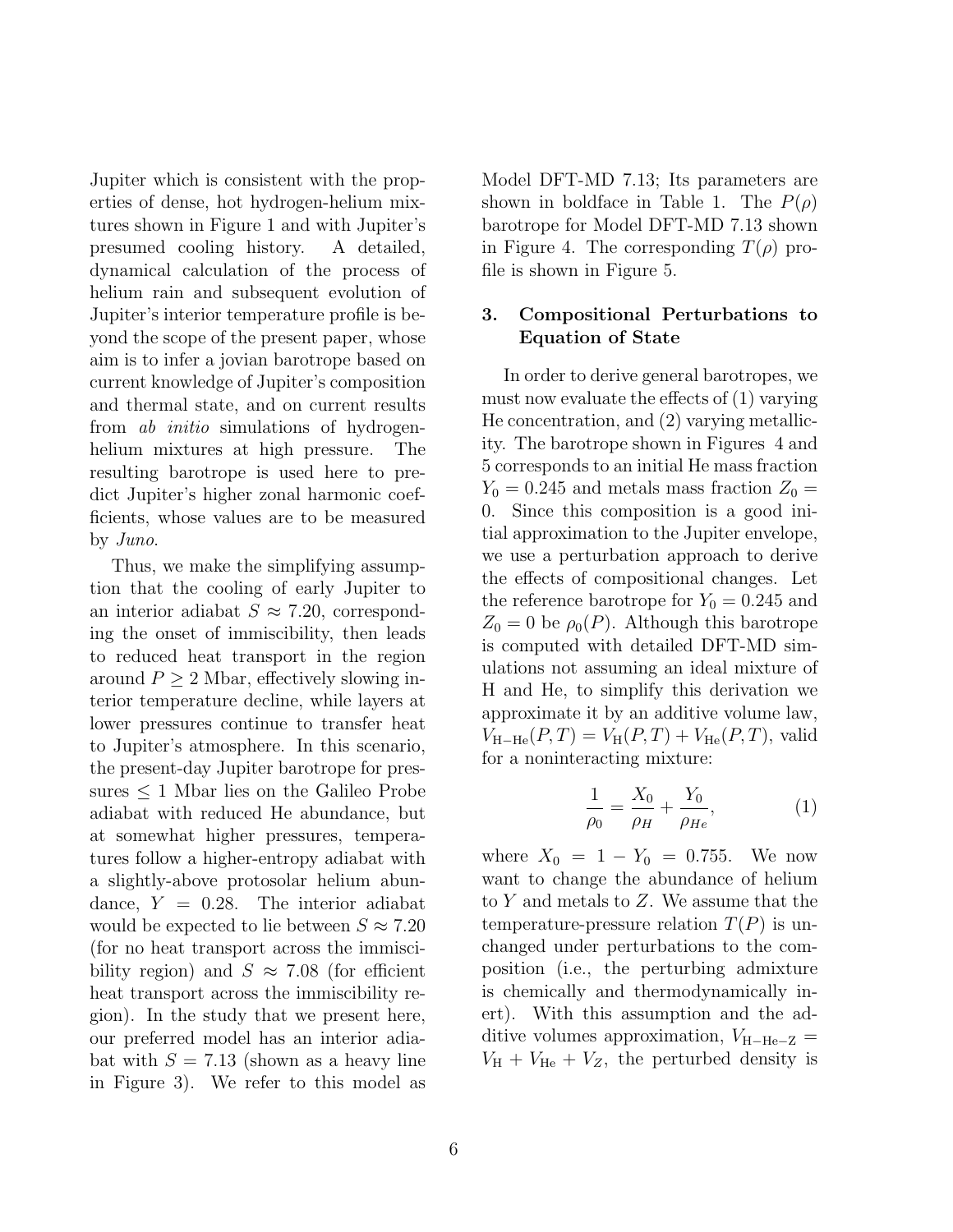Jupiter which is consistent with the properties of dense, hot hydrogen-helium mixtures shown in Figure 1 and with Jupiter's presumed cooling history. A detailed, dynamical calculation of the process of helium rain and subsequent evolution of Jupiter's interior temperature profile is beyond the scope of the present paper, whose aim is to infer a jovian barotrope based on current knowledge of Jupiter's composition and thermal state, and on current results from *ab initio* simulations of hydrogen-helium mixtures at high pressure. The resulting barotrope is used here to predict Jupiter's higher zonal harmonic coefficients, whose values are to be measured by *Juno*.

Thus, we make the simplifying assumption that the cooling of early Jupiter to an interior adiabat $S \approx 7.20$, corresponding the onset of immiscibility, then leads to reduced heat transport in the region around $P \geq 2$ Mbar, effectively slowing interior temperature decline, while layers at lower pressures continue to transfer heat to Jupiter's atmosphere. In this scenario, the present-day Jupiter barotrope for pressures $\leq 1$ Mbar lies on the Galileo Probe adiabat with reduced He abundance, but at somewhat higher pressures, temperatures follow a higher-entropy adiabat with a slightly-above protosolar helium abundance, $Y = 0.28$. The interior adiabat would be expected to lie between $S \approx 7.20$ (for no heat transport across the immiscibility region) and $S \approx 7.08$ (for efficient heat transport across the immiscibility region). In the study that we present here, our preferred model has an interior adiabat with $S = 7.13$ (shown as a heavy line in Figure 3). We refer to this model as Model DFT-MD 7.13; Its parameters are shown in boldface in Table 1. The $P(\rho)$ barotrope for Model DFT-MD 7.13 shown in Figure 4. The corresponding $T(\rho)$ profile is shown in Figure 5.

## 3. Compositional Perturbations to Equation of State

In order to derive general barotropes, we must now evaluate the effects of (1) varying He concentration, and (2) varying metallicity. The barotrope shown in Figures 4 and 5 corresponds to an initial He mass fraction $Y_0 = 0.245$ and metals mass fraction $Z_0 = 0$. Since this composition is a good initial approximation to the Jupiter envelope, we use a perturbation approach to derive the effects of compositional changes. Let the reference barotrope for $Y_0 = 0.245$ and $Z_0 = 0$ be $\rho_0(P)$. Although this barotrope is computed with detailed DFT-MD simulations not assuming an ideal mixture of H and He, to simplify this derivation we approximate it by an additive volume law, $V_{\rm H-He}(P,T) = V_{\rm H}(P,T) + V_{\rm He}(P,T)$, valid for a noninteracting mixture:

$$\frac{1}{\rho_0} = \frac{X_0}{\rho_H} + \frac{Y_0}{\rho_{He}}, \tag{1}$$

where $X_0 = 1 - Y_0 = 0.755$. We now want to change the abundance of helium to $Y$ and metals to $Z$. We assume that the temperature-pressure relation $T(P)$ is unchanged under perturbations to the composition (i.e., the perturbing admixture is chemically and thermodynamically inert). With this assumption and the additive volumes approximation, $V_{\rm H-He-Z} = V_{\rm H} + V_{\rm He} + V_Z$, the perturbed density is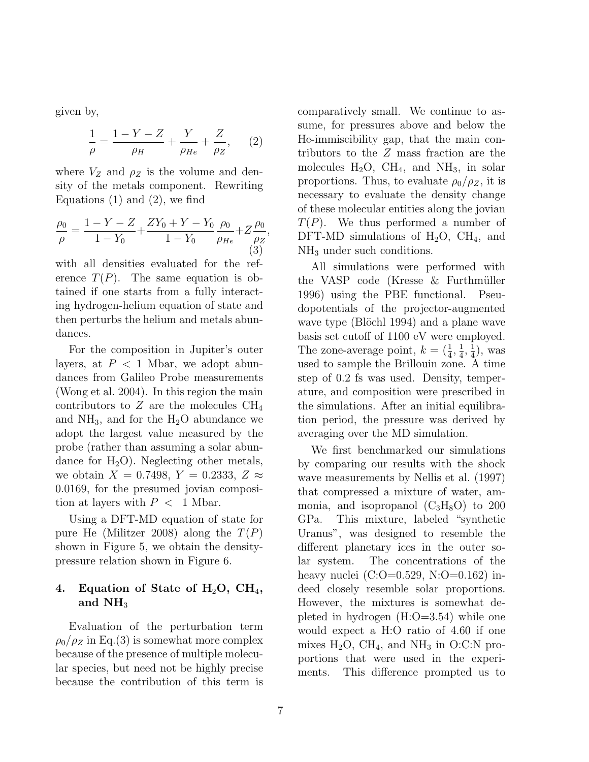given by,

$$\frac{1}{\rho} = \frac{1-Y-Z}{\rho_H} + \frac{Y}{\rho_{He}} + \frac{Z}{\rho_Z}, \quad (2)$$

where $V_Z$ and $\rho_Z$ is the volume and density of the metals component. Rewriting Equations (1) and (2), we find

$$\frac{\rho_0}{\rho} = \frac{1-Y-Z}{1-Y_0} + \frac{ZY_0+Y-Y_0}{1-Y_0}\frac{\rho_0}{\rho_{He}} + Z\frac{\rho_0}{\rho_Z}, \quad (3)$$

with all densities evaluated for the reference $T(P)$. The same equation is obtained if one starts from a fully interacting hydrogen-helium equation of state and then perturbs the helium and metals abundances.

For the composition in Jupiter's outer layers, at $P < 1$ Mbar, we adopt abundances from Galileo Probe measurements (Wong et al. 2004). In this region the main contributors to $Z$ are the molecules $CH_4$ and $NH_3$, and for the $H_2O$ abundance we adopt the largest value measured by the probe (rather than assuming a solar abundance for $H_2O$). Neglecting other metals, we obtain $X = 0.7498$, $Y = 0.2333$, $Z \approx 0.0169$, for the presumed jovian composition at layers with $P <$ 1 Mbar.

Using a DFT-MD equation of state for pure He (Militzer 2008) along the $T(P)$ shown in Figure 5, we obtain the density-pressure relation shown in Figure 6.

## 4. Equation of State of $H_2O$, $CH_4$, and $NH_3$

Evaluation of the perturbation term $\rho_0/\rho_Z$ in Eq.(3) is somewhat more complex because of the presence of multiple molecular species, but need not be highly precise because the contribution of this term is comparatively small. We continue to assume, for pressures above and below the He-immiscibility gap, that the main contributors to the $Z$ mass fraction are the molecules $H_2O$, $CH_4$, and $NH_3$, in solar proportions. Thus, to evaluate $\rho_0/\rho_Z$, it is necessary to evaluate the density change of these molecular entities along the jovian $T(P)$. We thus performed a number of DFT-MD simulations of $H_2O$, $CH_4$, and $NH_3$ under such conditions.

All simulations were performed with the VASP code (Kresse & Furthmüller 1996) using the PBE functional. Pseudopotentials of the projector-augmented wave type (Blöchl 1994) and a plane wave basis set cutoff of 1100 eV were employed. The zone-average point, $k = (\frac{1}{4}, \frac{1}{4}, \frac{1}{4})$, was used to sample the Brillouin zone. A time step of 0.2 fs was used. Density, temperature, and composition were prescribed in the simulations. After an initial equilibration period, the pressure was derived by averaging over the MD simulation.

We first benchmarked our simulations by comparing our results with the shock wave measurements by Nellis et al. (1997) that compressed a mixture of water, ammonia, and isopropanol ($C_3H_8O$) to 200 GPa. This mixture, labeled "synthetic Uranus", was designed to resemble the different planetary ices in the outer solar system. The concentrations of the heavy nuclei (C:O=0.529, N:O=0.162) indeed closely resemble solar proportions. However, the mixtures is somewhat depleted in hydrogen (H:O=3.54) while one would expect a H:O ratio of 4.60 if one mixes $H_2O$, $CH_4$, and $NH_3$ in O:C:N proportions that were used in the experiments. This difference prompted us to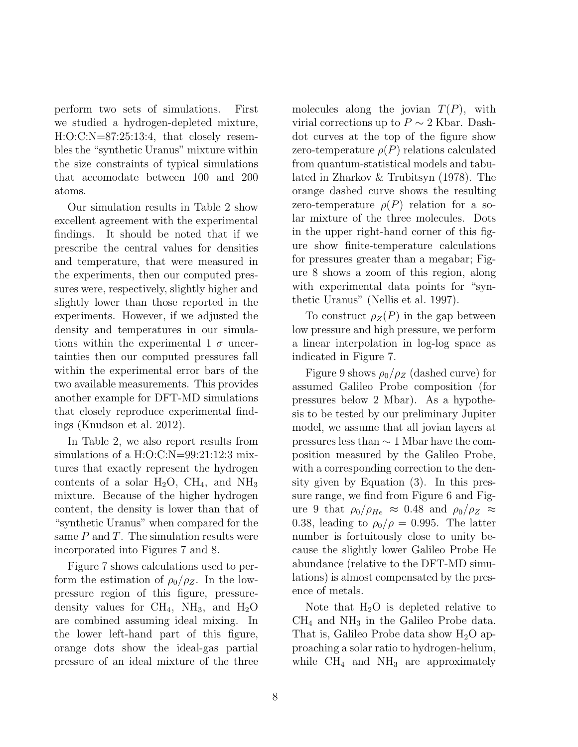perform two sets of simulations. First we studied a hydrogen-depleted mixture, H:O:C:N=87:25:13:4, that closely resembles the "synthetic Uranus" mixture within the size constraints of typical simulations that accomodate between 100 and 200 atoms.

Our simulation results in Table 2 show excellent agreement with the experimental findings. It should be noted that if we prescribe the central values for densities and temperature, that were measured in the experiments, then our computed pressures were, respectively, slightly higher and slightly lower than those reported in the experiments. However, if we adjusted the density and temperatures in our simulations within the experimental 1 $\sigma$ uncertainties then our computed pressures fall within the experimental error bars of the two available measurements. This provides another example for DFT-MD simulations that closely reproduce experimental findings (Knudson et al. 2012).

In Table 2, we also report results from simulations of a H:O:C:N=99:21:12:3 mixtures that exactly represent the hydrogen contents of a solar $H_2O$, $CH_4$, and $NH_3$ mixture. Because of the higher hydrogen content, the density is lower than that of "synthetic Uranus" when compared for the same $P$ and $T$. The simulation results were incorporated into Figures 7 and 8.

Figure 7 shows calculations used to perform the estimation of $\rho_0/\rho_Z$. In the low-pressure region of this figure, pressure-density values for $CH_4$, $NH_3$, and $H_2O$ are combined assuming ideal mixing. In the lower left-hand part of this figure, orange dots show the ideal-gas partial pressure of an ideal mixture of the three molecules along the jovian $T(P)$, with virial corrections up to $P \sim 2$ Kbar. Dash-dot curves at the top of the figure show zero-temperature $\rho(P)$ relations calculated from quantum-statistical models and tabulated in Zharkov & Trubitsyn (1978). The orange dashed curve shows the resulting zero-temperature $\rho(P)$ relation for a solar mixture of the three molecules. Dots in the upper right-hand corner of this figure show finite-temperature calculations for pressures greater than a megabar; Figure 8 shows a zoom of this region, along with experimental data points for "synthetic Uranus" (Nellis et al. 1997).

To construct $\rho_Z(P)$ in the gap between low pressure and high pressure, we perform a linear interpolation in log-log space as indicated in Figure 7.

Figure 9 shows $\rho_0/\rho_Z$ (dashed curve) for assumed Galileo Probe composition (for pressures below 2 Mbar). As a hypothesis to be tested by our preliminary Jupiter model, we assume that all jovian layers at pressures less than $\sim 1$ Mbar have the composition measured by the Galileo Probe, with a corresponding correction to the density given by Equation (3). In this pressure range, we find from Figure 6 and Figure 9 that $\rho_0/\rho_{He} \approx 0.48$ and $\rho_0/\rho_Z \approx 0.38$, leading to $\rho_0/\rho = 0.995$. The latter number is fortuitously close to unity because the slightly lower Galileo Probe He abundance (relative to the DFT-MD simulations) is almost compensated by the presence of metals.

Note that $H_2O$ is depleted relative to $CH_4$ and $NH_3$ in the Galileo Probe data. That is, Galileo Probe data show $H_2O$ approaching a solar ratio to hydrogen-helium, while $CH_4$ and $NH_3$ are approximately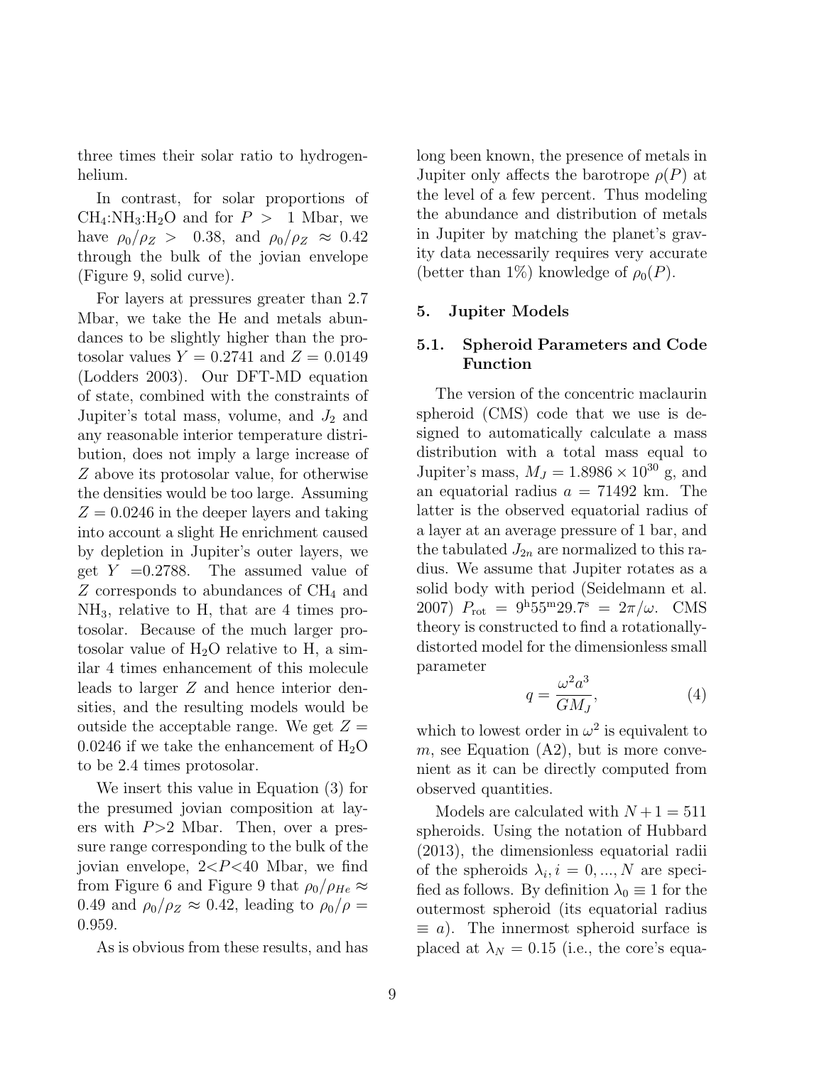three times their solar ratio to hydrogen-helium.

In contrast, for solar proportions of $CH_4$:$NH_3$:$H_2O$ and for $P > 1$ Mbar, we have $\rho_0/\rho_Z > 0.38$, and $\rho_0/\rho_Z \approx 0.42$ through the bulk of the jovian envelope (Figure 9, solid curve).

For layers at pressures greater than 2.7 Mbar, we take the He and metals abundances to be slightly higher than the protosolar values $Y = 0.2741$ and $Z = 0.0149$ (Lodders 2003). Our DFT-MD equation of state, combined with the constraints of Jupiter's total mass, volume, and $J_2$ and any reasonable interior temperature distribution, does not imply a large increase of $Z$ above its protosolar value, for otherwise the densities would be too large. Assuming $Z = 0.0246$ in the deeper layers and taking into account a slight He enrichment caused by depletion in Jupiter's outer layers, we get $Y = 0.2788$. The assumed value of $Z$ corresponds to abundances of $CH_4$ and $NH_3$, relative to H, that are 4 times protosolar. Because of the much larger protosolar value of $H_2O$ relative to H, a similar 4 times enhancement of this molecule leads to larger $Z$ and hence interior densities, and the resulting models would be outside the acceptable range. We get $Z = 0.0246$ if we take the enhancement of $H_2O$ to be 2.4 times protosolar.

We insert this value in Equation (3) for the presumed jovian composition at layers with $P > 2$ Mbar. Then, over a pressure range corresponding to the bulk of the jovian envelope, $2 < P < 40$ Mbar, we find from Figure 6 and Figure 9 that $\rho_0/\rho_{He} \approx 0.49$ and $\rho_0/\rho_Z \approx 0.42$, leading to $\rho_0/\rho = 0.959$.

As is obvious from these results, and has long been known, the presence of metals in Jupiter only affects the barotrope $\rho(P)$ at the level of a few percent. Thus modeling the abundance and distribution of metals in Jupiter by matching the planet's gravity data necessarily requires very accurate (better than 1%) knowledge of $\rho_0(P)$.

## 5. Jupiter Models

### 5.1. Spheroid Parameters and Code Function

The version of the concentric maclaurin spheroid (CMS) code that we use is designed to automatically calculate a mass distribution with a total mass equal to Jupiter's mass, $M_J = 1.8986 \times 10^{30}$ g, and an equatorial radius $a = 71492$ km. The latter is the observed equatorial radius of a layer at an average pressure of 1 bar, and the tabulated $J_{2n}$ are normalized to this radius. We assume that Jupiter rotates as a solid body with period (Seidelmann et al. 2007) $P_{\rm rot} = 9^{\rm h}55^{\rm m}29.7^{\rm s} = 2\pi/\omega$. CMS theory is constructed to find a rotationally-distorted model for the dimensionless small parameter

$$q = \frac{\omega^2 a^3}{GM_J}, \tag{4}$$

which to lowest order in $\omega^2$ is equivalent to $m$, see Equation (A2), but is more convenient as it can be directly computed from observed quantities.

Models are calculated with $N + 1 = 511$ spheroids. Using the notation of Hubbard (2013), the dimensionless equatorial radii of the spheroids $\lambda_i, i = 0, ..., N$ are specified as follows. By definition $\lambda_0 \equiv 1$ for the outermost spheroid (its equatorial radius $\equiv a$). The innermost spheroid surface is placed at $\lambda_N = 0.15$ (i.e., the core's equa-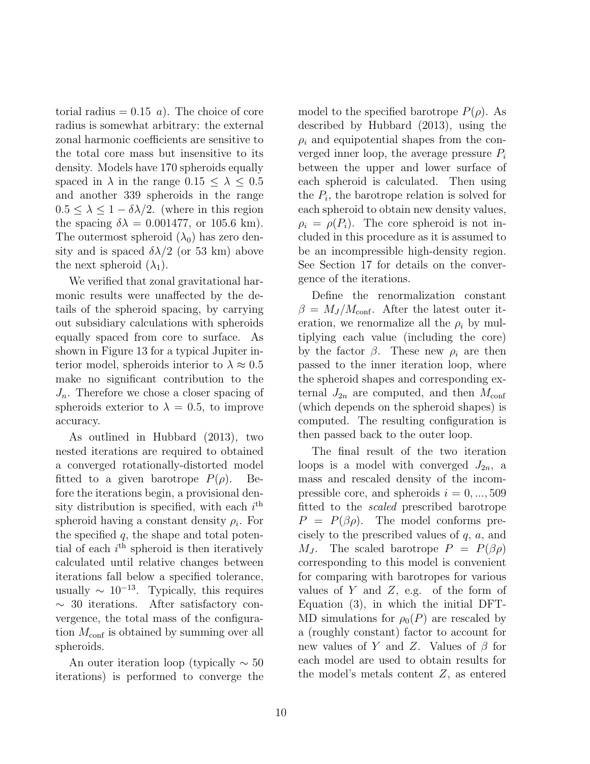torial radius = 0.15 $a$). The choice of core radius is somewhat arbitrary: the external zonal harmonic coefficients are sensitive to the total core mass but insensitive to its density. Models have 170 spheroids equally spaced in $\lambda$ in the range $0.15 \leq \lambda \leq 0.5$ and another 339 spheroids in the range $0.5 \leq \lambda \leq 1 - \delta\lambda/2$. (where in this region the spacing $\delta\lambda = 0.001477$, or 105.6 km). The outermost spheroid ($\lambda_0$) has zero density and is spaced $\delta\lambda/2$ (or 53 km) above the next spheroid ($\lambda_1$).

We verified that zonal gravitational harmonic results were unaffected by the details of the spheroid spacing, by carrying out subsidiary calculations with spheroids equally spaced from core to surface. As shown in Figure 13 for a typical Jupiter interior model, spheroids interior to $\lambda \approx 0.5$ make no significant contribution to the $J_n$. Therefore we chose a closer spacing of spheroids exterior to $\lambda = 0.5$, to improve accuracy.

As outlined in Hubbard (2013), two nested iterations are required to obtained a converged rotationally-distorted model fitted to a given barotrope $P(\rho)$. Before the iterations begin, a provisional density distribution is specified, with each $i^{\text{th}}$ spheroid having a constant density $\rho_i$. For the specified $q$, the shape and total potential of each $i^{\text{th}}$ spheroid is then iteratively calculated until relative changes between iterations fall below a specified tolerance, usually $\sim 10^{-13}$. Typically, this requires $\sim$ 30 iterations. After satisfactory convergence, the total mass of the configuration $M_{\text{conf}}$ is obtained by summing over all spheroids.

An outer iteration loop (typically $\sim 50$ iterations) is performed to converge the model to the specified barotrope $P(\rho)$. As described by Hubbard (2013), using the $\rho_i$ and equipotential shapes from the converged inner loop, the average pressure $P_i$ between the upper and lower surface of each spheroid is calculated. Then using the $P_i$, the barotrope relation is solved for each spheroid to obtain new density values, $\rho_i = \rho(P_i)$. The core spheroid is not included in this procedure as it is assumed to be an incompressible high-density region. See Section 17 for details on the convergence of the iterations.

Define the renormalization constant $\beta = M_J/M_{\text{conf}}$. After the latest outer iteration, we renormalize all the $\rho_i$ by multiplying each value (including the core) by the factor $\beta$. These new $\rho_i$ are then passed to the inner iteration loop, where the spheroid shapes and corresponding external $J_{2n}$ are computed, and then $M_{\text{conf}}$ (which depends on the spheroid shapes) is computed. The resulting configuration is then passed back to the outer loop.

The final result of the two iteration loops is a model with converged $J_{2n}$, a mass and rescaled density of the incompressible core, and spheroids $i = 0, ..., 509$ fitted to the *scaled* prescribed barotrope $P = P(\beta\rho)$. The model conforms precisely to the prescribed values of $q$, $a$, and $M_J$. The scaled barotrope $P = P(\beta\rho)$ corresponding to this model is convenient for comparing with barotropes for various values of $Y$ and $Z$, e.g. of the form of Equation (3), in which the initial DFT-MD simulations for $\rho_0(P)$ are rescaled by a (roughly constant) factor to account for new values of $Y$ and $Z$. Values of $\beta$ for each model are used to obtain results for the model's metals content $Z$, as entered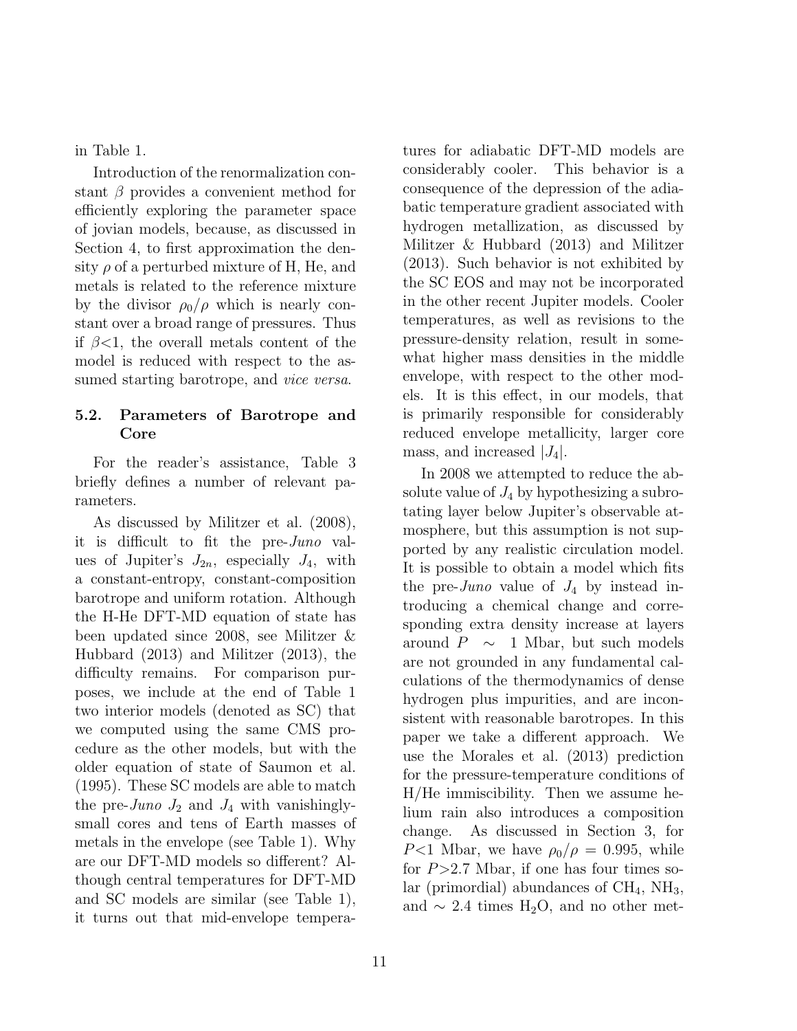in Table 1.

Introduction of the renormalization constant $\beta$ provides a convenient method for efficiently exploring the parameter space of jovian models, because, as discussed in Section 4, to first approximation the density $\rho$ of a perturbed mixture of H, He, and metals is related to the reference mixture by the divisor $\rho_0/\rho$ which is nearly constant over a broad range of pressures. Thus if $\beta<1$, the overall metals content of the model is reduced with respect to the assumed starting barotrope, and *vice versa*.

## 5.2. Parameters of Barotrope and Core

For the reader's assistance, Table 3 briefly defines a number of relevant parameters.

As discussed by Militzer et al. (2008), it is difficult to fit the pre-*Juno* values of Jupiter's $J_{2n}$, especially $J_4$, with a constant-entropy, constant-composition barotrope and uniform rotation. Although the H-He DFT-MD equation of state has been updated since 2008, see Militzer & Hubbard (2013) and Militzer (2013), the difficulty remains. For comparison purposes, we include at the end of Table 1 two interior models (denoted as SC) that we computed using the same CMS procedure as the other models, but with the older equation of state of Saumon et al. (1995). These SC models are able to match the pre-*Juno* $J_2$ and $J_4$ with vanishingly-small cores and tens of Earth masses of metals in the envelope (see Table 1). Why are our DFT-MD models so different? Although central temperatures for DFT-MD and SC models are similar (see Table 1), it turns out that mid-envelope temperatures for adiabatic DFT-MD models are considerably cooler. This behavior is a consequence of the depression of the adiabatic temperature gradient associated with hydrogen metallization, as discussed by Militzer & Hubbard (2013) and Militzer (2013). Such behavior is not exhibited by the SC EOS and may not be incorporated in the other recent Jupiter models. Cooler temperatures, as well as revisions to the pressure-density relation, result in somewhat higher mass densities in the middle envelope, with respect to the other models. It is this effect, in our models, that is primarily responsible for considerably reduced envelope metallicity, larger core mass, and increased $|J_4|$.

In 2008 we attempted to reduce the absolute value of $J_4$ by hypothesizing a subrotating layer below Jupiter's observable atmosphere, but this assumption is not supported by any realistic circulation model. It is possible to obtain a model which fits the pre-*Juno* value of $J_4$ by instead introducing a chemical change and corresponding extra density increase at layers around $P \sim 1$ Mbar, but such models are not grounded in any fundamental calculations of the thermodynamics of dense hydrogen plus impurities, and are inconsistent with reasonable barotropes. In this paper we take a different approach. We use the Morales et al. (2013) prediction for the pressure-temperature conditions of H/He immiscibility. Then we assume helium rain also introduces a composition change. As discussed in Section 3, for $P<1$ Mbar, we have $\rho_0/\rho = 0.995$, while for $P>2.7$ Mbar, if one has four times solar (primordial) abundances of $CH_4$, $NH_3$, and $\sim 2.4$ times $H_2O$, and no other met-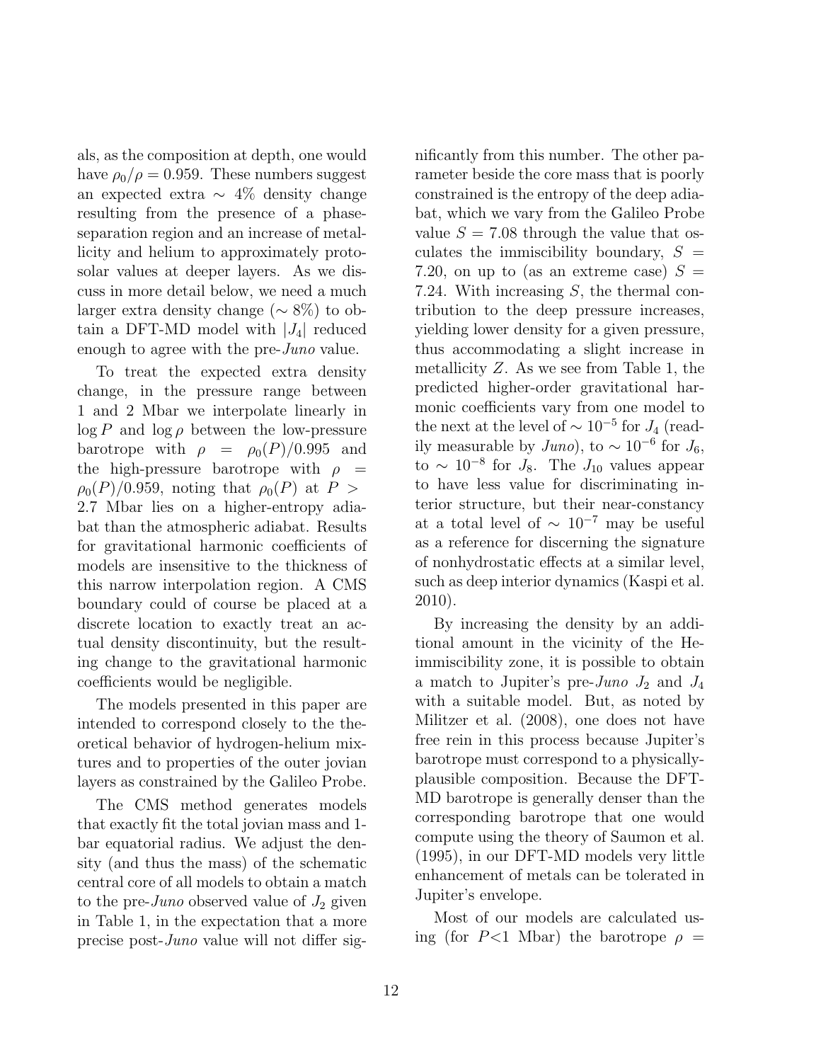als, as the composition at depth, one would have $\rho_0/\rho = 0.959$. These numbers suggest an expected extra $\sim$ 4% density change resulting from the presence of a phase-separation region and an increase of metallicity and helium to approximately protosolar values at deeper layers. As we discuss in more detail below, we need a much larger extra density change ($\sim$ 8%) to obtain a DFT-MD model with $|J_4|$ reduced enough to agree with the pre-*Juno* value.

To treat the expected extra density change, in the pressure range between 1 and 2 Mbar we interpolate linearly in $\log P$ and $\log \rho$ between the low-pressure barotrope with $\rho = \rho_0(P)/0.995$ and the high-pressure barotrope with $\rho = \rho_0(P)/0.959$, noting that $\rho_0(P)$ at $P >$ 2.7 Mbar lies on a higher-entropy adiabat than the atmospheric adiabat. Results for gravitational harmonic coefficients of models are insensitive to the thickness of this narrow interpolation region. A CMS boundary could of course be placed at a discrete location to exactly treat an actual density discontinuity, but the resulting change to the gravitational harmonic coefficients would be negligible.

The models presented in this paper are intended to correspond closely to the theoretical behavior of hydrogen-helium mixtures and to properties of the outer jovian layers as constrained by the Galileo Probe.

The CMS method generates models that exactly fit the total jovian mass and 1-bar equatorial radius. We adjust the density (and thus the mass) of the schematic central core of all models to obtain a match to the pre-*Juno* observed value of $J_2$ given in Table 1, in the expectation that a more precise post-*Juno* value will not differ significantly from this number. The other parameter beside the core mass that is poorly constrained is the entropy of the deep adiabat, which we vary from the Galileo Probe value $S = 7.08$ through the value that osculates the immiscibility boundary, $S = 7.20$, on up to (as an extreme case) $S = 7.24$. With increasing $S$, the thermal contribution to the deep pressure increases, yielding lower density for a given pressure, thus accommodating a slight increase in metallicity $Z$. As we see from Table 1, the predicted higher-order gravitational harmonic coefficients vary from one model to the next at the level of $\sim 10^{-5}$ for $J_4$ (readily measurable by *Juno*), to $\sim 10^{-6}$ for $J_6$, to $\sim 10^{-8}$ for $J_8$. The $J_{10}$ values appear to have less value for discriminating interior structure, but their near-constancy at a total level of $\sim 10^{-7}$ may be useful as a reference for discerning the signature of nonhydrostatic effects at a similar level, such as deep interior dynamics (Kaspi et al. 2010).

By increasing the density by an additional amount in the vicinity of the He-immiscibility zone, it is possible to obtain a match to Jupiter's pre-*Juno* $J_2$ and $J_4$ with a suitable model. But, as noted by Militzer et al. (2008), one does not have free rein in this process because Jupiter's barotrope must correspond to a physically-plausible composition. Because the DFT-MD barotrope is generally denser than the corresponding barotrope that one would compute using the theory of Saumon et al. (1995), in our DFT-MD models very little enhancement of metals can be tolerated in Jupiter's envelope.

Most of our models are calculated using (for $P$<1 Mbar) the barotrope $\rho =$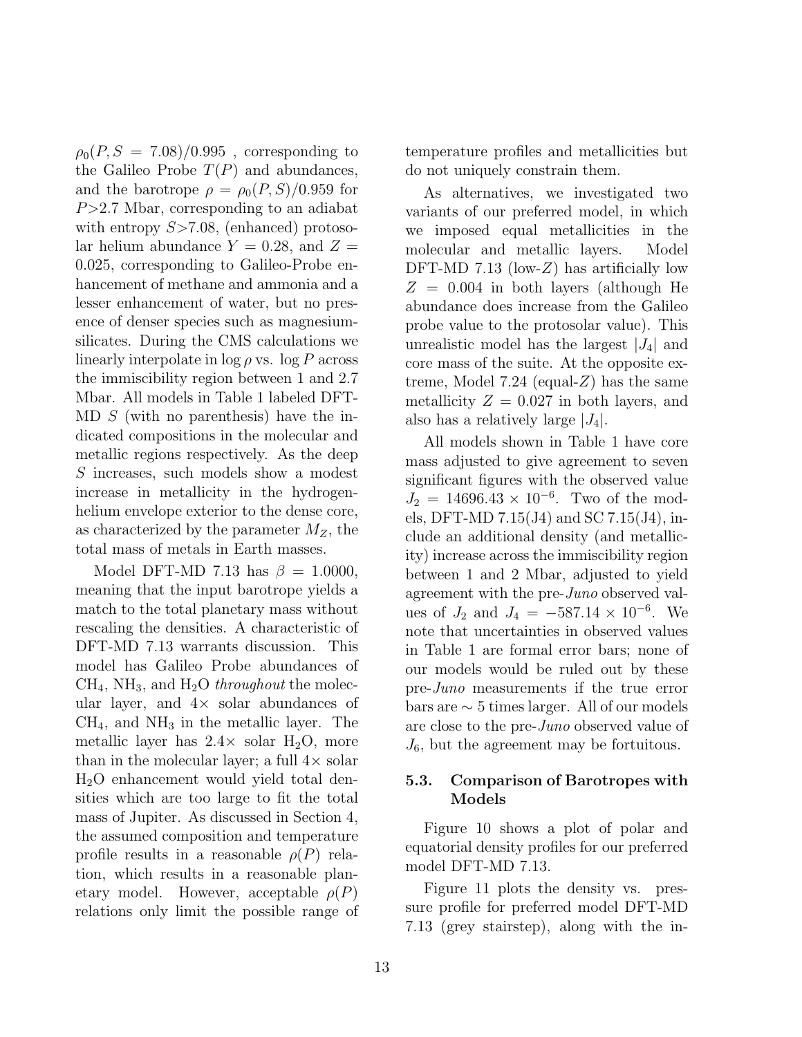$\rho_0(P, S = 7.08)/0.995$ , corresponding to the Galileo Probe $T(P)$ and abundances, and the barotrope $\rho = \rho_0(P, S)/0.959$ for $P$>2.7 Mbar, corresponding to an adiabat with entropy $S$>7.08, (enhanced) protosolar helium abundance $Y = 0.28$, and $Z = 0.025$, corresponding to Galileo-Probe enhancement of methane and ammonia and a lesser enhancement of water, but no presence of denser species such as magnesium-silicates. During the CMS calculations we linearly interpolate in $\log \rho$ vs. $\log P$ across the immiscibility region between 1 and 2.7 Mbar. All models in Table 1 labeled DFT-MD $S$ (with no parenthesis) have the indicated compositions in the molecular and metallic regions respectively. As the deep $S$ increases, such models show a modest increase in metallicity in the hydrogen-helium envelope exterior to the dense core, as characterized by the parameter $M_Z$, the total mass of metals in Earth masses.

Model DFT-MD 7.13 has $\beta = 1.0000$, meaning that the input barotrope yields a match to the total planetary mass without rescaling the densities. A characteristic of DFT-MD 7.13 warrants discussion. This model has Galileo Probe abundances of $CH_4$, $NH_3$, and $H_2O$ *throughout* the molecular layer, and 4× solar abundances of $CH_4$, and $NH_3$ in the metallic layer. The metallic layer has 2.4× solar $H_2O$, more than in the molecular layer; a full 4× solar $H_2O$ enhancement would yield total densities which are too large to fit the total mass of Jupiter. As discussed in Section 4, the assumed composition and temperature profile results in a reasonable $\rho(P)$ relation, which results in a reasonable planetary model. However, acceptable $\rho(P)$ relations only limit the possible range of temperature profiles and metallicities but do not uniquely constrain them.

As alternatives, we investigated two variants of our preferred model, in which we imposed equal metallicities in the molecular and metallic layers. Model DFT-MD 7.13 (low-$Z$) has artificially low $Z = 0.004$ in both layers (although He abundance does increase from the Galileo probe value to the protosolar value). This unrealistic model has the largest $|J_4|$ and core mass of the suite. At the opposite extreme, Model 7.24 (equal-$Z$) has the same metallicity $Z = 0.027$ in both layers, and also has a relatively large $|J_4|$.

All models shown in Table 1 have core mass adjusted to give agreement to seven significant figures with the observed value $J_2 = 14696.43 \times 10^{-6}$. Two of the models, DFT-MD 7.15(J4) and SC 7.15(J4), include an additional density (and metallicity) increase across the immiscibility region between 1 and 2 Mbar, adjusted to yield agreement with the pre-*Juno* observed values of $J_2$ and $J_4 = -587.14 \times 10^{-6}$. We note that uncertainties in observed values in Table 1 are formal error bars; none of our models would be ruled out by these pre-*Juno* measurements if the true error bars are $\sim 5$ times larger. All of our models are close to the pre-*Juno* observed value of $J_6$, but the agreement may be fortuitous.

### 5.3. Comparison of Barotropes with Models

Figure 10 shows a plot of polar and equatorial density profiles for our preferred model DFT-MD 7.13.

Figure 11 plots the density vs. pressure profile for preferred model DFT-MD 7.13 (grey stairstep), along with the in-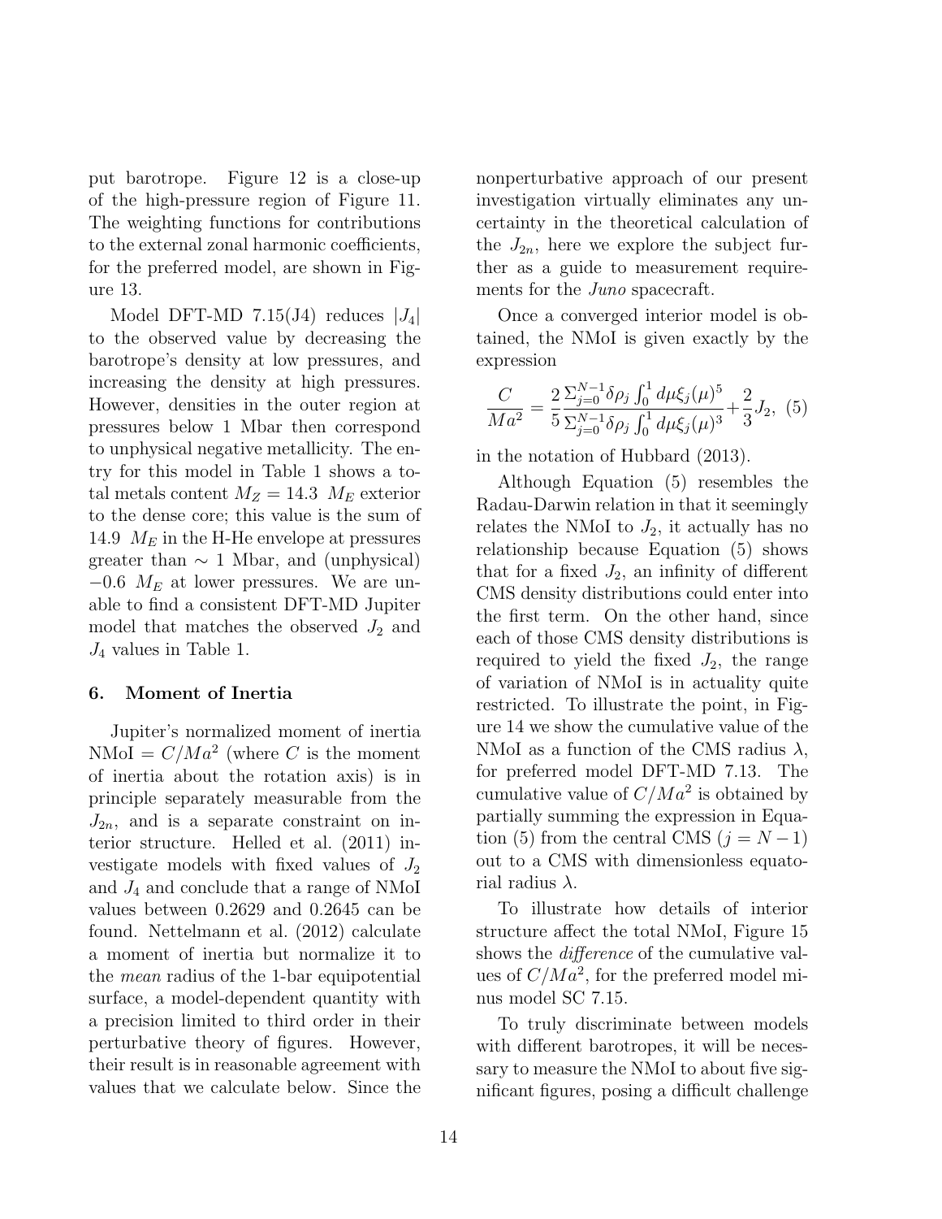put barotrope. Figure 12 is a close-up of the high-pressure region of Figure 11. The weighting functions for contributions to the external zonal harmonic coefficients, for the preferred model, are shown in Figure 13.

Model DFT-MD 7.15(J4) reduces $|J_4|$ to the observed value by decreasing the barotrope's density at low pressures, and increasing the density at high pressures. However, densities in the outer region at pressures below 1 Mbar then correspond to unphysical negative metallicity. The entry for this model in Table 1 shows a total metals content $M_Z = 14.3 \ M_E$ exterior to the dense core; this value is the sum of 14.9 $M_E$ in the H-He envelope at pressures greater than $\sim$ 1 Mbar, and (unphysical) $-0.6$ $M_E$ at lower pressures. We are unable to find a consistent DFT-MD Jupiter model that matches the observed $J_2$ and $J_4$ values in Table 1.

## 6. Moment of Inertia

Jupiter's normalized moment of inertia NMoI $= C/Ma^2$ (where $C$ is the moment of inertia about the rotation axis) is in principle separately measurable from the $J_{2n}$, and is a separate constraint on interior structure. Helled et al. (2011) investigate models with fixed values of $J_2$ and $J_4$ and conclude that a range of NMoI values between 0.2629 and 0.2645 can be found. Nettelmann et al. (2012) calculate a moment of inertia but normalize it to the *mean* radius of the 1-bar equipotential surface, a model-dependent quantity with a precision limited to third order in their perturbative theory of figures. However, their result is in reasonable agreement with values that we calculate below. Since the nonperturbative approach of our present investigation virtually eliminates any uncertainty in the theoretical calculation of the $J_{2n}$, here we explore the subject further as a guide to measurement requirements for the *Juno* spacecraft.

Once a converged interior model is obtained, the NMoI is given exactly by the expression

$$\frac{C}{Ma^2} = \frac{2}{5} \frac{\Sigma_{j=0}^{N-1} \delta\rho_j \int_0^1 d\mu \xi_j(\mu)^5}{\Sigma_{j=0}^{N-1} \delta\rho_j \int_0^1 d\mu \xi_j(\mu)^3} + \frac{2}{3} J_2, \quad (5)$$

in the notation of Hubbard (2013).

Although Equation (5) resembles the Radau-Darwin relation in that it seemingly relates the NMoI to $J_2$, it actually has no relationship because Equation (5) shows that for a fixed $J_2$, an infinity of different CMS density distributions could enter into the first term. On the other hand, since each of those CMS density distributions is required to yield the fixed $J_2$, the range of variation of NMoI is in actuality quite restricted. To illustrate the point, in Figure 14 we show the cumulative value of the NMoI as a function of the CMS radius $\lambda$, for preferred model DFT-MD 7.13. The cumulative value of $C/Ma^2$ is obtained by partially summing the expression in Equation (5) from the central CMS ($j = N-1$) out to a CMS with dimensionless equatorial radius $\lambda$.

To illustrate how details of interior structure affect the total NMoI, Figure 15 shows the *difference* of the cumulative values of $C/Ma^2$, for the preferred model minus model SC 7.15.

To truly discriminate between models with different barotropes, it will be necessary to measure the NMoI to about five significant figures, posing a difficult challenge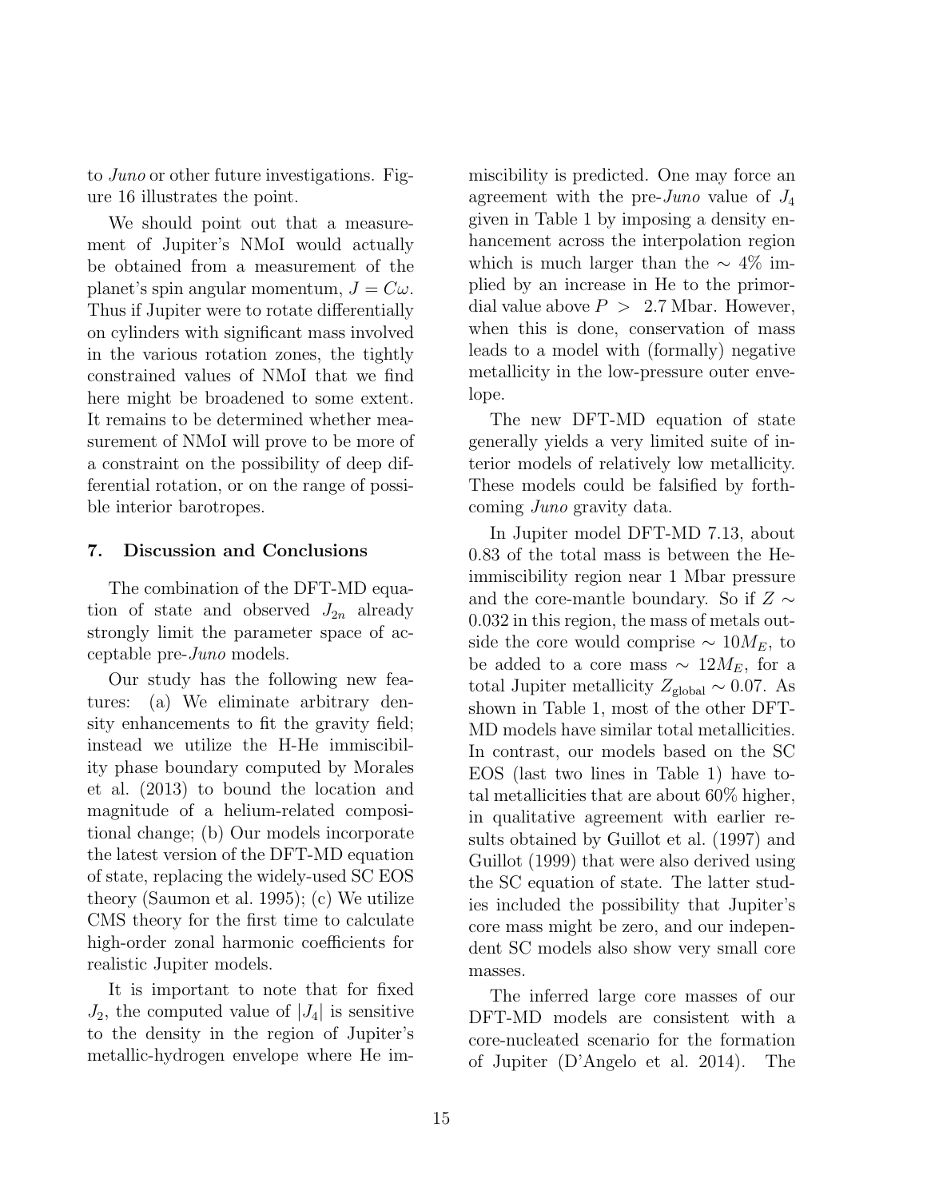to *Juno* or other future investigations. Figure 16 illustrates the point.

We should point out that a measurement of Jupiter's NMoI would actually be obtained from a measurement of the planet's spin angular momentum, $J = C\omega$. Thus if Jupiter were to rotate differentially on cylinders with significant mass involved in the various rotation zones, the tightly constrained values of NMoI that we find here might be broadened to some extent. It remains to be determined whether measurement of NMoI will prove to be more of a constraint on the possibility of deep differential rotation, or on the range of possible interior barotropes.

## 7. Discussion and Conclusions

The combination of the DFT-MD equation of state and observed $J_{2n}$ already strongly limit the parameter space of acceptable pre-*Juno* models.

Our study has the following new features: (a) We eliminate arbitrary density enhancements to fit the gravity field; instead we utilize the H-He immiscibility phase boundary computed by Morales et al. (2013) to bound the location and magnitude of a helium-related compositional change; (b) Our models incorporate the latest version of the DFT-MD equation of state, replacing the widely-used SC EOS theory (Saumon et al. 1995); (c) We utilize CMS theory for the first time to calculate high-order zonal harmonic coefficients for realistic Jupiter models.

It is important to note that for fixed $J_2$, the computed value of $|J_4|$ is sensitive to the density in the region of Jupiter's metallic-hydrogen envelope where He immiscibility is predicted. One may force an agreement with the pre-*Juno* value of $J_4$ given in Table 1 by imposing a density enhancement across the interpolation region which is much larger than the $\sim 4\%$ implied by an increase in He to the primordial value above $P > 2.7$ Mbar. However, when this is done, conservation of mass leads to a model with (formally) negative metallicity in the low-pressure outer envelope.

The new DFT-MD equation of state generally yields a very limited suite of interior models of relatively low metallicity. These models could be falsified by forthcoming *Juno* gravity data.

In Jupiter model DFT-MD 7.13, about 0.83 of the total mass is between the He-immiscibility region near 1 Mbar pressure and the core-mantle boundary. So if $Z \sim 0.032$ in this region, the mass of metals outside the core would comprise $\sim 10 M_E$, to be added to a core mass $\sim 12 M_E$, for a total Jupiter metallicity $Z_{\mathrm{global}} \sim 0.07$. As shown in Table 1, most of the other DFT-MD models have similar total metallicities. In contrast, our models based on the SC EOS (last two lines in Table 1) have total metallicities that are about 60% higher, in qualitative agreement with earlier results obtained by Guillot et al. (1997) and Guillot (1999) that were also derived using the SC equation of state. The latter studies included the possibility that Jupiter's core mass might be zero, and our independent SC models also show very small core masses.

The inferred large core masses of our DFT-MD models are consistent with a core-nucleated scenario for the formation of Jupiter (D'Angelo et al. 2014). The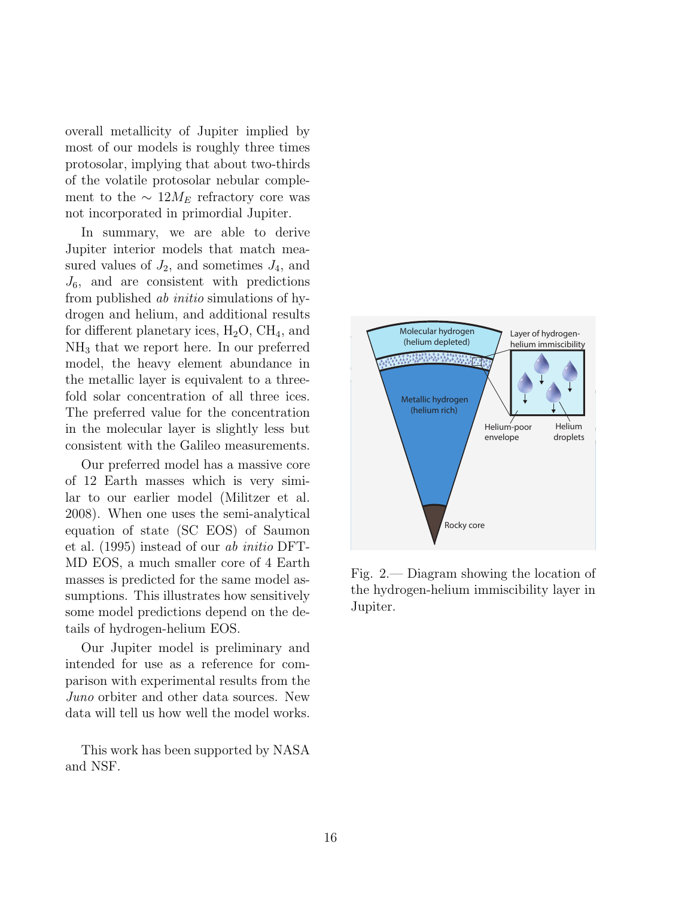overall metallicity of Jupiter implied by most of our models is roughly three times protosolar, implying that about two-thirds of the volatile protosolar nebular complement to the $\sim 12 M_E$ refractory core was not incorporated in primordial Jupiter.

In summary, we are able to derive Jupiter interior models that match measured values of $J_2$, and sometimes $J_4$, and $J_6$, and are consistent with predictions from published *ab initio* simulations of hydrogen and helium, and additional results for different planetary ices, $H_2O$, $CH_4$, and $NH_3$ that we report here. In our preferred model, the heavy element abundance in the metallic layer is equivalent to a threefold solar concentration of all three ices. The preferred value for the concentration in the molecular layer is slightly less but consistent with the Galileo measurements.

Our preferred model has a massive core of 12 Earth masses which is very similar to our earlier model (Militzer et al. 2008). When one uses the semi-analytical equation of state (SC EOS) of Saumon et al. (1995) instead of our *ab initio* DFT-MD EOS, a much smaller core of 4 Earth masses is predicted for the same model assumptions. This illustrates how sensitively some model predictions depend on the details of hydrogen-helium EOS.

Our Jupiter model is preliminary and intended for use as a reference for comparison with experimental results from the *Juno* orbiter and other data sources. New data will tell us how well the model works.

This work has been supported by NASA and NSF.

Fig. 2.— Diagram showing the location of the hydrogen-helium immiscibility layer in Jupiter.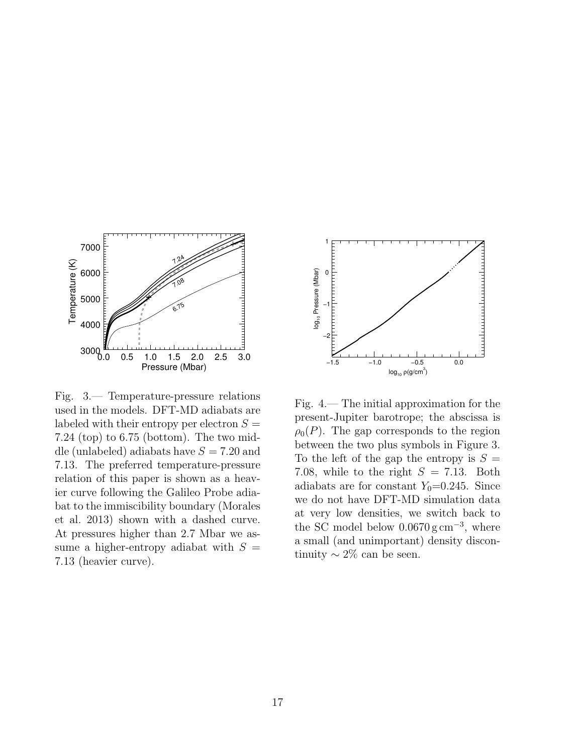Fig. 3.— Temperature-pressure relations used in the models. DFT-MD adiabats are labeled with their entropy per electron $S = 7.24$ (top) to 6.75 (bottom). The two middle (unlabeled) adiabats have $S = 7.20$ and 7.13. The preferred temperature-pressure relation of this paper is shown as a heavier curve following the Galileo Probe adiabat to the immiscibility boundary (Morales et al. 2013) shown with a dashed curve. At pressures higher than 2.7 Mbar we assume a higher-entropy adiabat with $S = 7.13$ (heavier curve).

Fig. 4.— The initial approximation for the present-Jupiter barotrope; the abscissa is $\rho_0(P)$. The gap corresponds to the region between the two plus symbols in Figure 3. To the left of the gap the entropy is $S = 7.08$, while to the right $S = 7.13$. Both adiabats are for constant $Y_0$=0.245. Since we do not have DFT-MD simulation data at very low densities, we switch back to the SC model below $0.0670\,\mathrm{g\,cm^{-3}}$, where a small (and unimportant) density discontinuity $\sim 2\%$ can be seen.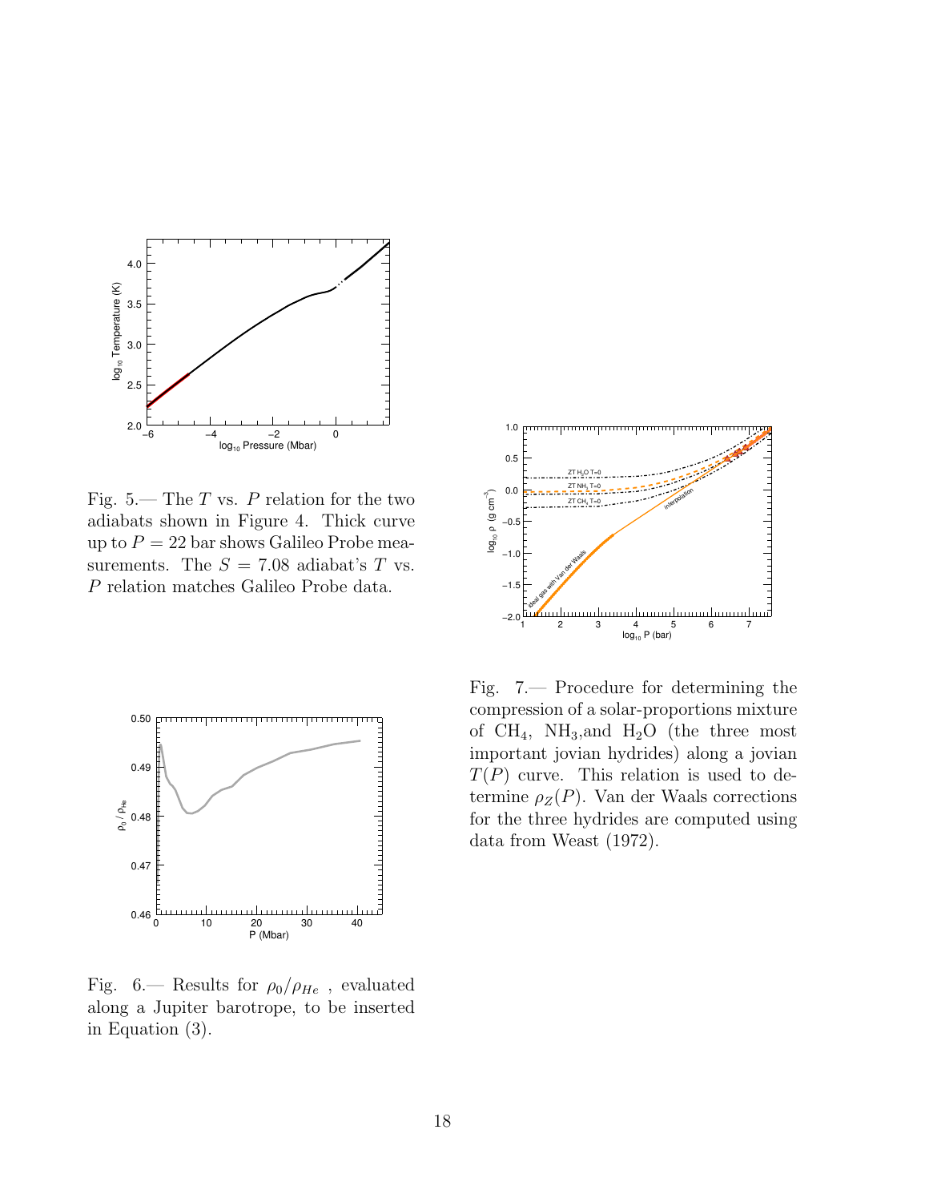Fig. 5.— The $T$ vs. $P$ relation for the two adiabats shown in Figure 4. Thick curve up to $P = 22$ bar shows Galileo Probe measurements. The $S = 7.08$ adiabat's $T$ vs. $P$ relation matches Galileo Probe data.

Fig. 6.— Results for $\rho_0/\rho_{He}$ , evaluated along a Jupiter barotrope, to be inserted in Equation (3).

Fig. 7.— Procedure for determining the compression of a solar-proportions mixture of $CH_4$, $NH_3$,and $H_2O$ (the three most important jovian hydrides) along a jovian $T(P)$ curve. This relation is used to determine $\rho_Z(P)$. Van der Waals corrections for the three hydrides are computed using data from Weast (1972).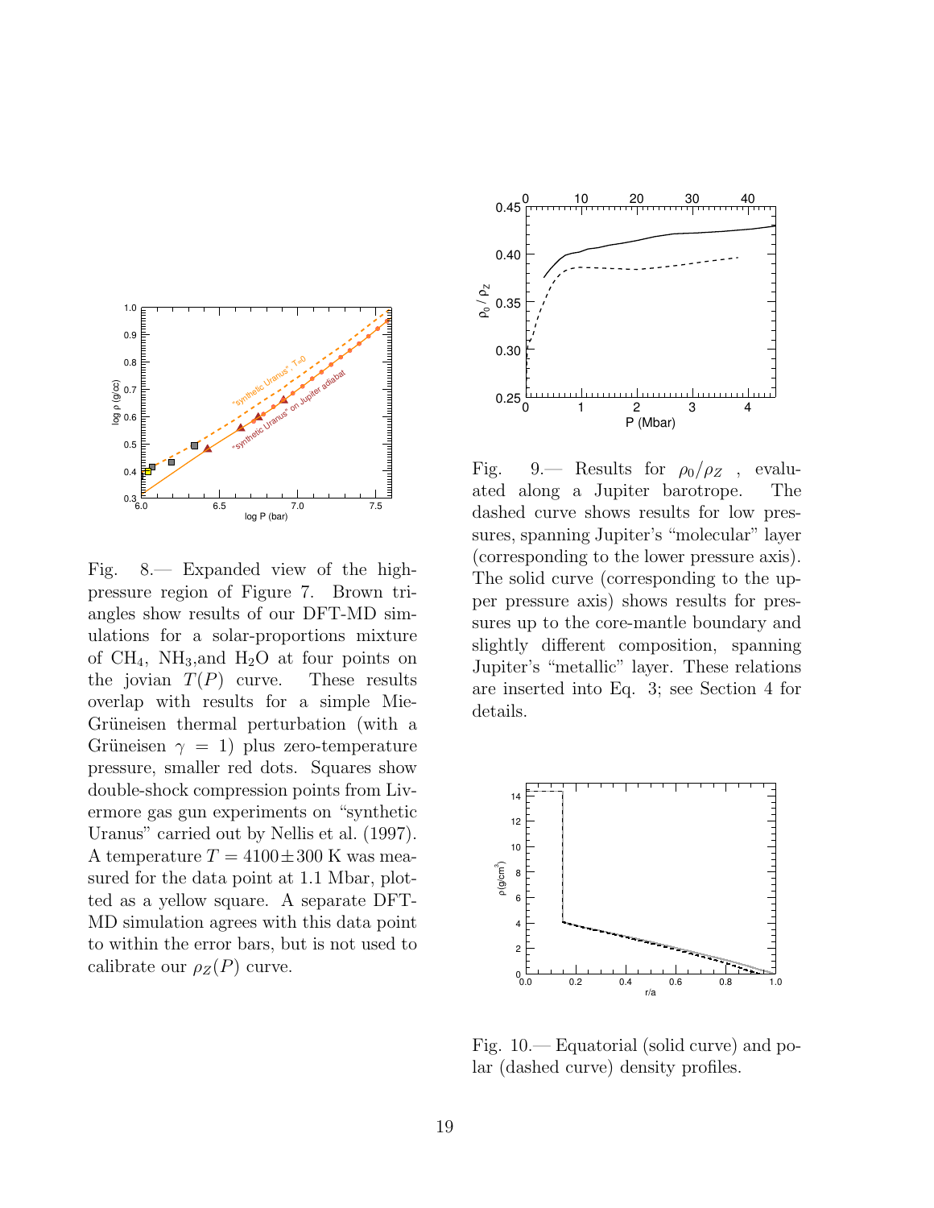Fig. 8.— Expanded view of the high-pressure region of Figure 7. Brown triangles show results of our DFT-MD simulations for a solar-proportions mixture of $CH_4$, $NH_3$,and $H_2O$ at four points on the jovian $T(P)$ curve. These results overlap with results for a simple Mie-Grüneisen thermal perturbation (with a Grüneisen $\gamma = 1$) plus zero-temperature pressure, smaller red dots. Squares show double-shock compression points from Livermore gas gun experiments on "synthetic Uranus" carried out by Nellis et al. (1997). A temperature $T = 4100 \pm 300$ K was measured for the data point at 1.1 Mbar, plotted as a yellow square. A separate DFT-MD simulation agrees with this data point to within the error bars, but is not used to calibrate our $\rho_Z(P)$ curve.

Fig. 9.— Results for $\rho_0/\rho_Z$ , evaluated along a Jupiter barotrope. The dashed curve shows results for low pressures, spanning Jupiter's "molecular" layer (corresponding to the lower pressure axis). The solid curve (corresponding to the upper pressure axis) shows results for pressures up to the core-mantle boundary and slightly different composition, spanning Jupiter's "metallic" layer. These relations are inserted into Eq. 3; see Section 4 for details.

Fig. 10.— Equatorial (solid curve) and polar (dashed curve) density profiles.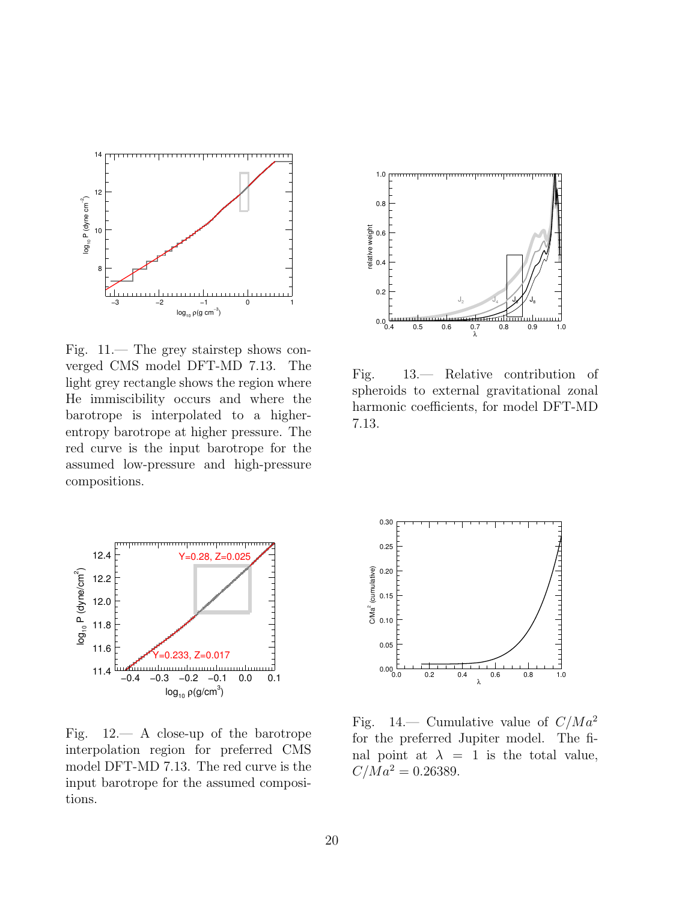Fig. 11.— The grey stairstep shows converged CMS model DFT-MD 7.13. The light grey rectangle shows the region where He immiscibility occurs and where the barotrope is interpolated to a higher-entropy barotrope at higher pressure. The red curve is the input barotrope for the assumed low-pressure and high-pressure compositions.

Fig. 13.— Relative contribution of spheroids to external gravitational zonal harmonic coefficients, for model DFT-MD 7.13.

Fig. 12.— A close-up of the barotrope interpolation region for preferred CMS model DFT-MD 7.13. The red curve is the input barotrope for the assumed compositions.

Fig. 14.— Cumulative value of $C/Ma^2$ for the preferred Jupiter model. The final point at $\lambda = 1$ is the total value, $C/Ma^2 = 0.26389$.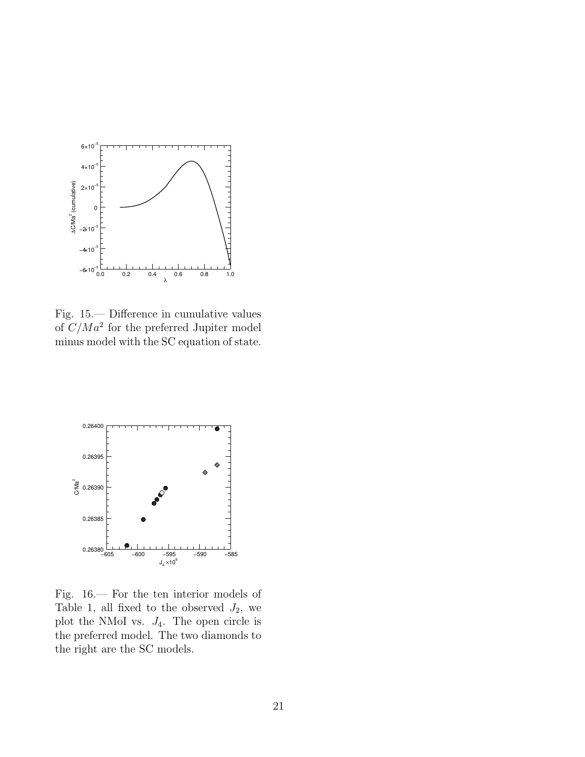Fig. 15.— Difference in cumulative values of $C/Ma^2$ for the preferred Jupiter model minus model with the SC equation of state.

Fig. 16.— For the ten interior models of Table 1, all fixed to the observed $J_2$, we plot the NMoI vs. $J_4$. The open circle is the preferred model. The two diamonds to the right are the SC models.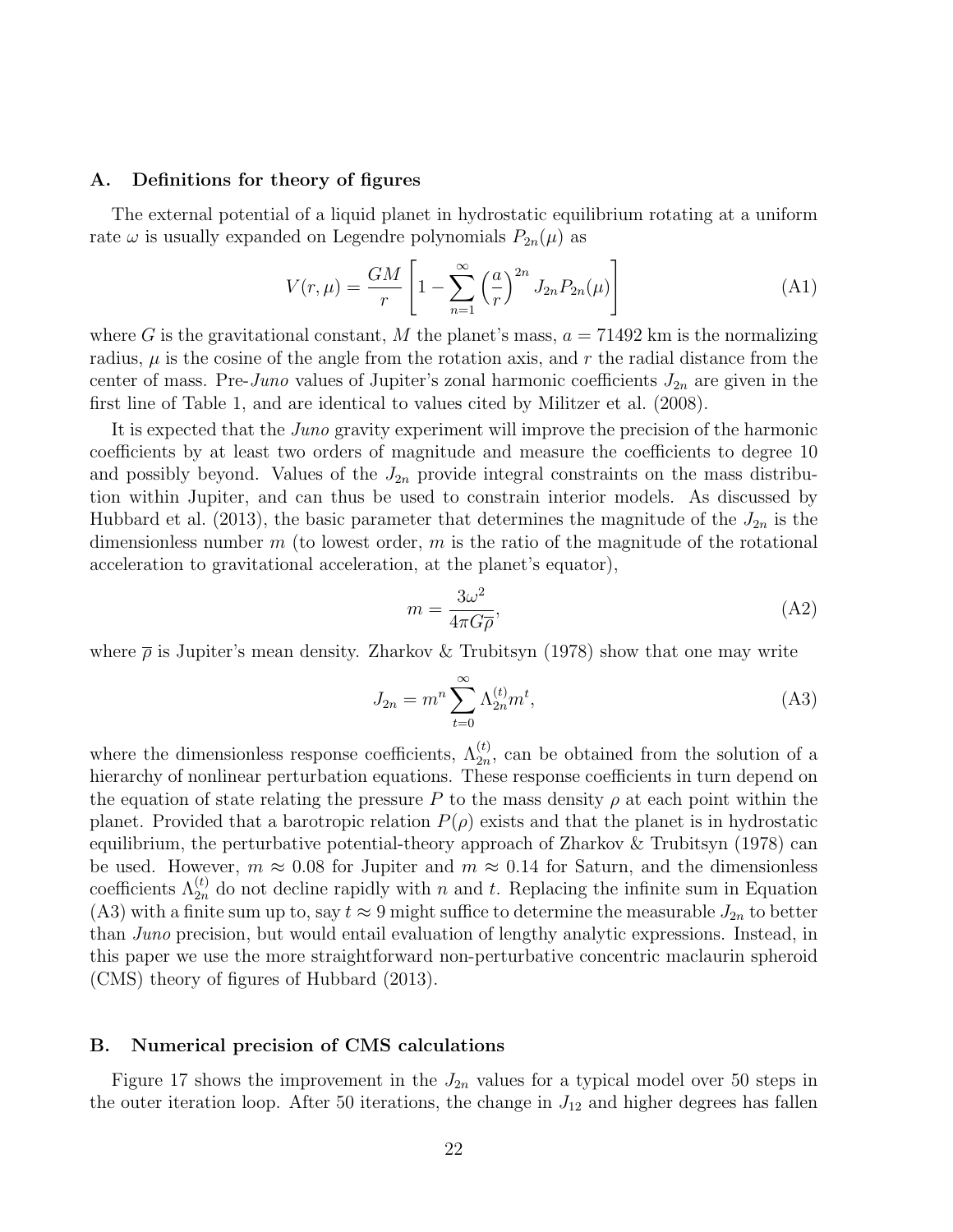### A. Definitions for theory of figures

The external potential of a liquid planet in hydrostatic equilibrium rotating at a uniform rate $\omega$ is usually expanded on Legendre polynomials $P_{2n}(\mu)$ as

$$V(r, \mu) = \frac{GM}{r} \left[ 1 - \sum_{n=1}^{\infty} \left( \frac{a}{r} \right)^{2n} J_{2n} P_{2n}(\mu) \right] \tag{A1}$$

where $G$ is the gravitational constant, $M$ the planet's mass, $a = 71492$ km is the normalizing radius, $\mu$ is the cosine of the angle from the rotation axis, and $r$ the radial distance from the center of mass. Pre-*Juno* values of Jupiter's zonal harmonic coefficients $J_{2n}$ are given in the first line of Table 1, and are identical to values cited by Militzer et al. (2008).

It is expected that the *Juno* gravity experiment will improve the precision of the harmonic coefficients by at least two orders of magnitude and measure the coefficients to degree 10 and possibly beyond. Values of the $J_{2n}$ provide integral constraints on the mass distribution within Jupiter, and can thus be used to constrain interior models. As discussed by Hubbard et al. (2013), the basic parameter that determines the magnitude of the $J_{2n}$ is the dimensionless number $m$ (to lowest order, $m$ is the ratio of the magnitude of the rotational acceleration to gravitational acceleration, at the planet's equator),

$$m = \frac{3\omega^2}{4\pi G \overline{\rho}}, \tag{A2}$$

where $\overline{\rho}$ is Jupiter's mean density. Zharkov & Trubitsyn (1978) show that one may write

$$J_{2n} = m^n \sum_{t=0}^{\infty} \Lambda_{2n}^{(t)} m^t, \tag{A3}$$

where the dimensionless response coefficients, $\Lambda_{2n}^{(t)}$, can be obtained from the solution of a hierarchy of nonlinear perturbation equations. These response coefficients in turn depend on the equation of state relating the pressure $P$ to the mass density $\rho$ at each point within the planet. Provided that a barotropic relation $P(\rho)$ exists and that the planet is in hydrostatic equilibrium, the perturbative potential-theory approach of Zharkov & Trubitsyn (1978) can be used. However, $m \approx 0.08$ for Jupiter and $m \approx 0.14$ for Saturn, and the dimensionless coefficients $\Lambda_{2n}^{(t)}$ do not decline rapidly with $n$ and $t$. Replacing the infinite sum in Equation (A3) with a finite sum up to, say $t \approx 9$ might suffice to determine the measurable $J_{2n}$ to better than *Juno* precision, but would entail evaluation of lengthy analytic expressions. Instead, in this paper we use the more straightforward non-perturbative concentric maclaurin spheroid (CMS) theory of figures of Hubbard (2013).

### B. Numerical precision of CMS calculations

Figure 17 shows the improvement in the $J_{2n}$ values for a typical model over 50 steps in the outer iteration loop. After 50 iterations, the change in $J_{12}$ and higher degrees has fallen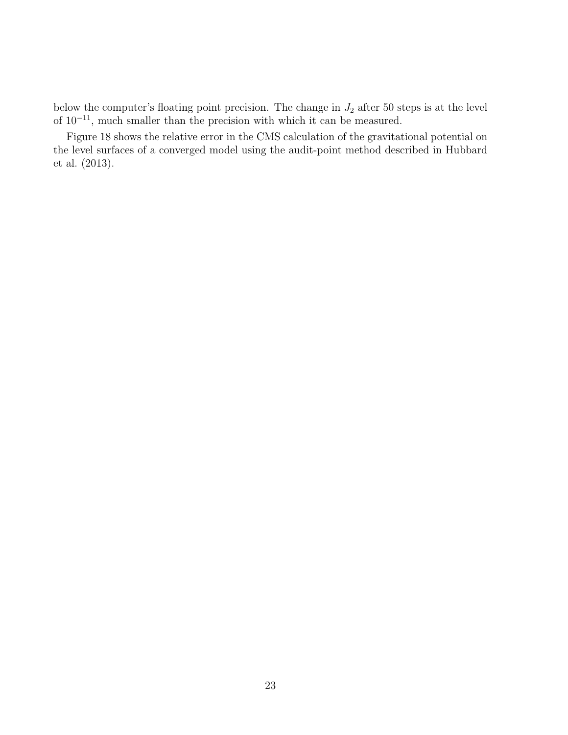below the computer's floating point precision. The change in $J_2$ after 50 steps is at the level of $10^{-11}$, much smaller than the precision with which it can be measured.

Figure 18 shows the relative error in the CMS calculation of the gravitational potential on the level surfaces of a converged model using the audit-point method described in Hubbard et al. (2013).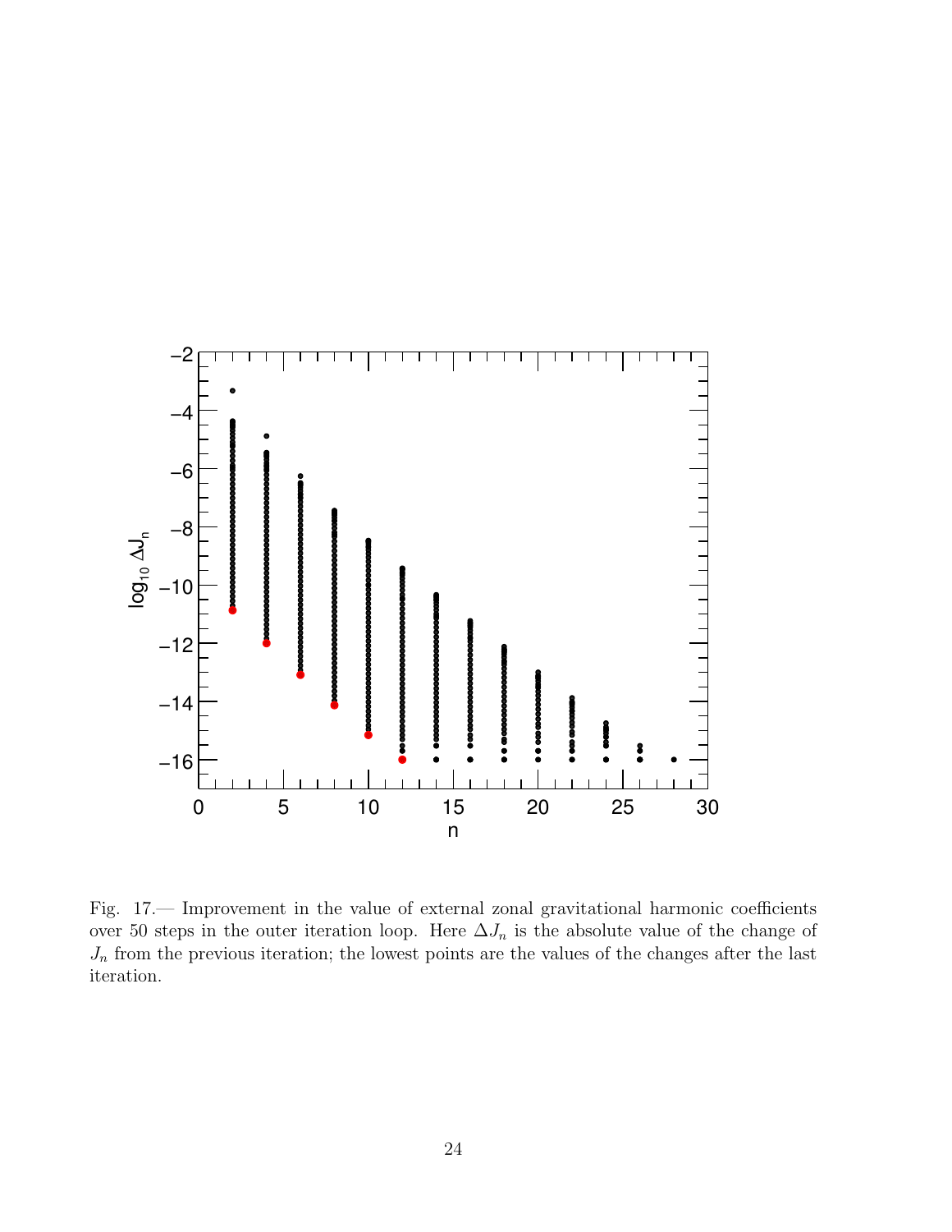Fig. 17.— Improvement in the value of external zonal gravitational harmonic coefficients over 50 steps in the outer iteration loop. Here $\Delta J_n$ is the absolute value of the change of $J_n$ from the previous iteration; the lowest points are the values of the changes after the last iteration.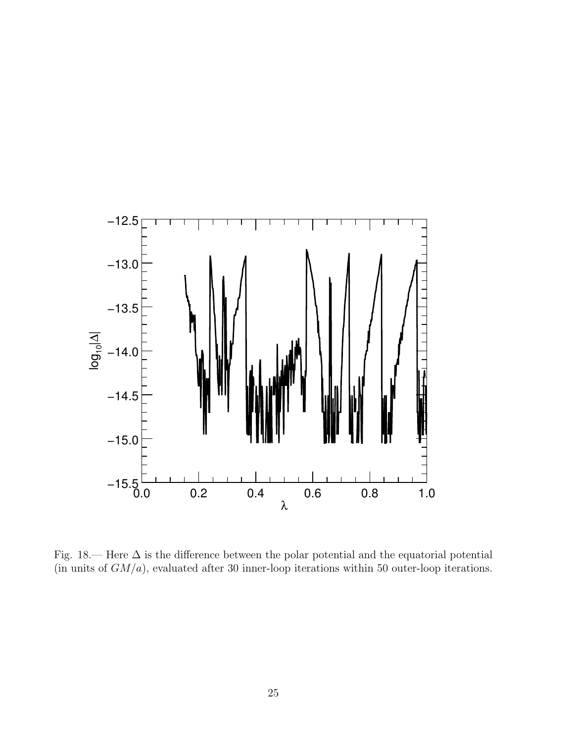Fig. 18.— Here $\Delta$ is the difference between the polar potential and the equatorial potential (in units of $GM/a$), evaluated after 30 inner-loop iterations within 50 outer-loop iterations.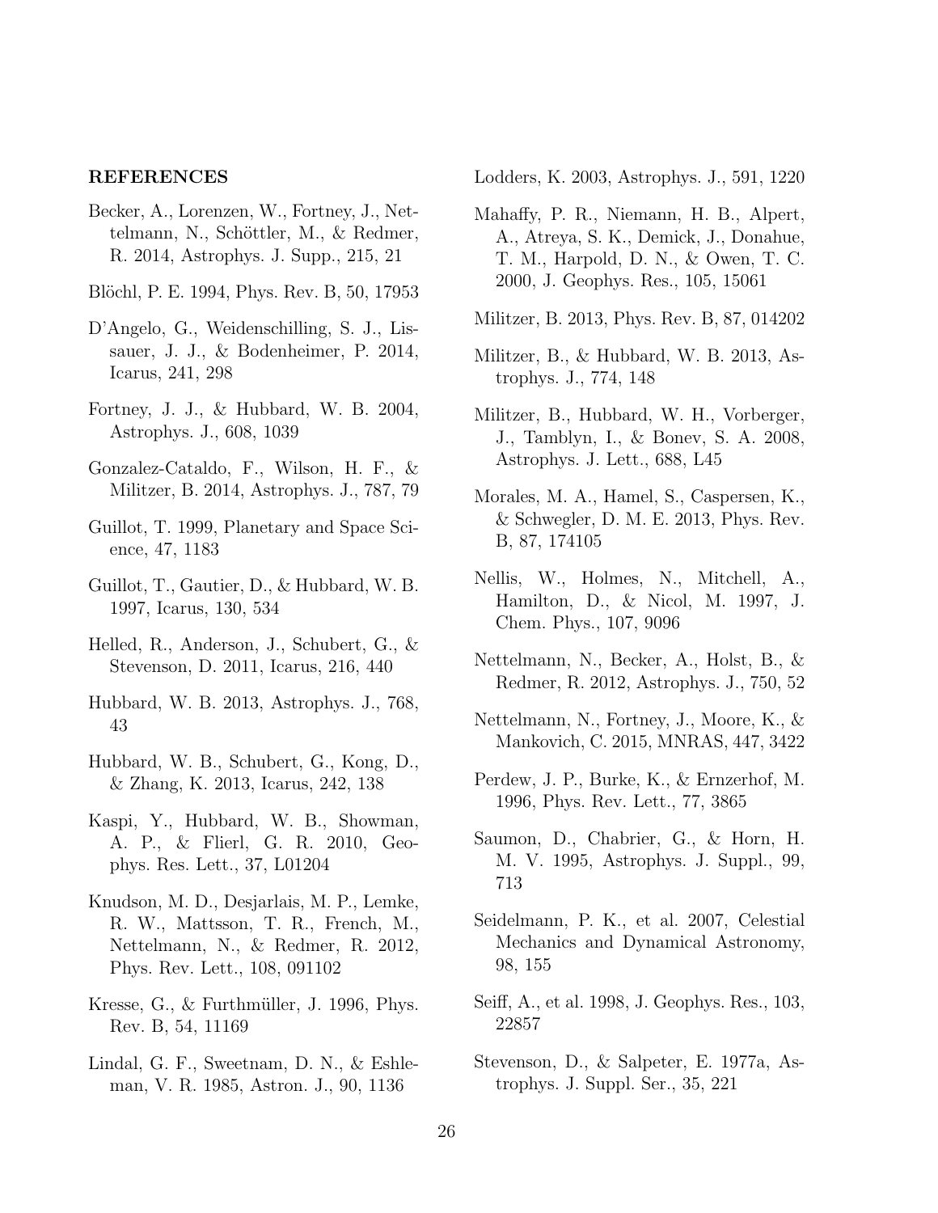## REFERENCES

Becker, A., Lorenzen, W., Fortney, J., Nettelmann, N., Schöttler, M., & Redmer, R. 2014, Astrophys. J. Supp., 215, 21

Blöchl, P. E. 1994, Phys. Rev. B, 50, 17953

D'Angelo, G., Weidenschilling, S. J., Lissauer, J. J., & Bodenheimer, P. 2014, Icarus, 241, 298

Fortney, J. J., & Hubbard, W. B. 2004, Astrophys. J., 608, 1039

Gonzalez-Cataldo, F., Wilson, H. F., & Militzer, B. 2014, Astrophys. J., 787, 79

Guillot, T. 1999, Planetary and Space Science, 47, 1183

Guillot, T., Gautier, D., & Hubbard, W. B. 1997, Icarus, 130, 534

Helled, R., Anderson, J., Schubert, G., & Stevenson, D. 2011, Icarus, 216, 440

Hubbard, W. B. 2013, Astrophys. J., 768, 43

Hubbard, W. B., Schubert, G., Kong, D., & Zhang, K. 2013, Icarus, 242, 138

Kaspi, Y., Hubbard, W. B., Showman, A. P., & Flierl, G. R. 2010, Geophys. Res. Lett., 37, L01204

Knudson, M. D., Desjarlais, M. P., Lemke, R. W., Mattsson, T. R., French, M., Nettelmann, N., & Redmer, R. 2012, Phys. Rev. Lett., 108, 091102

Kresse, G., & Furthmüller, J. 1996, Phys. Rev. B, 54, 11169

Lindal, G. F., Sweetnam, D. N., & Eshleman, V. R. 1985, Astron. J., 90, 1136

Lodders, K. 2003, Astrophys. J., 591, 1220

Mahaffy, P. R., Niemann, H. B., Alpert, A., Atreya, S. K., Demick, J., Donahue, T. M., Harpold, D. N., & Owen, T. C. 2000, J. Geophys. Res., 105, 15061

Militzer, B. 2013, Phys. Rev. B, 87, 014202

Militzer, B., & Hubbard, W. B. 2013, Astrophys. J., 774, 148

Militzer, B., Hubbard, W. H., Vorberger, J., Tamblyn, I., & Bonev, S. A. 2008, Astrophys. J. Lett., 688, L45

Morales, M. A., Hamel, S., Caspersen, K., & Schwegler, D. M. E. 2013, Phys. Rev. B, 87, 174105

Nellis, W., Holmes, N., Mitchell, A., Hamilton, D., & Nicol, M. 1997, J. Chem. Phys., 107, 9096

Nettelmann, N., Becker, A., Holst, B., & Redmer, R. 2012, Astrophys. J., 750, 52

Nettelmann, N., Fortney, J., Moore, K., & Mankovich, C. 2015, MNRAS, 447, 3422

Perdew, J. P., Burke, K., & Ernzerhof, M. 1996, Phys. Rev. Lett., 77, 3865

Saumon, D., Chabrier, G., & Horn, H. M. V. 1995, Astrophys. J. Suppl., 99, 713

Seidelmann, P. K., et al. 2007, Celestial Mechanics and Dynamical Astronomy, 98, 155

Seiff, A., et al. 1998, J. Geophys. Res., 103, 22857

Stevenson, D., & Salpeter, E. 1977a, Astrophys. J. Suppl. Ser., 35, 221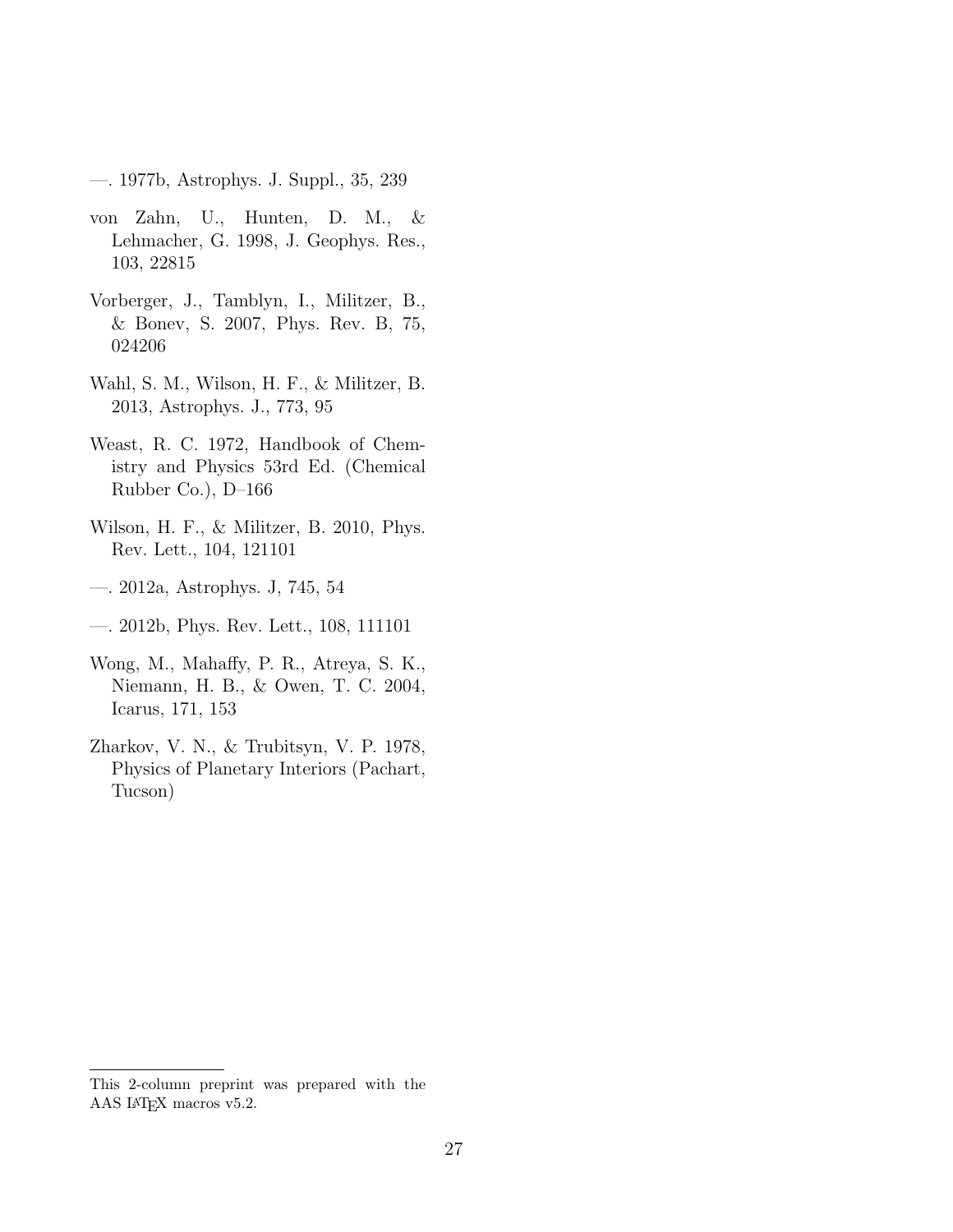—. 1977b, Astrophys. J. Suppl., 35, 239

von Zahn, U., Hunten, D. M., & Lehmacher, G. 1998, J. Geophys. Res., 103, 22815

Vorberger, J., Tamblyn, I., Militzer, B., & Bonev, S. 2007, Phys. Rev. B, 75, 024206

Wahl, S. M., Wilson, H. F., & Militzer, B. 2013, Astrophys. J., 773, 95

Weast, R. C. 1972, Handbook of Chemistry and Physics 53rd Ed. (Chemical Rubber Co.), D–166

Wilson, H. F., & Militzer, B. 2010, Phys. Rev. Lett., 104, 121101

—. 2012a, Astrophys. J, 745, 54

—. 2012b, Phys. Rev. Lett., 108, 111101

Wong, M., Mahaffy, P. R., Atreya, S. K., Niemann, H. B., & Owen, T. C. 2004, Icarus, 171, 153

Zharkov, V. N., & Trubitsyn, V. P. 1978, Physics of Planetary Interiors (Pachart, Tucson)

This 2-column preprint was prepared with the AAS LaTeX macros v5.2.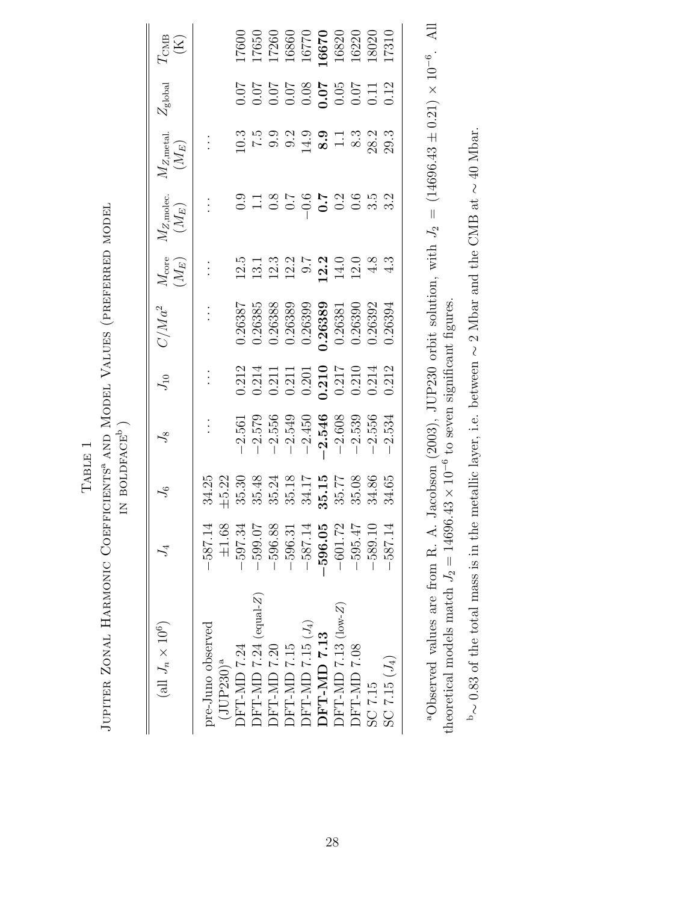Table 1

Jupiter Zonal Harmonic Coefficients[a] and Model Values (preferred model in boldface[b])

| (all $J_n \times 10^6$) | $J_4$ | $J_6$ | $J_8$ | $J_{10}$ | $C/Ma^2$ | $M_{\rm core}$ ($M_E$) | $M_{Z,\rm molec.}$ ($M_E$) | $M_{Z,\rm metal.}$ ($M_E$) | $Z_{\rm global}$ | $T_{\rm CMB}$ (K) |
|---|---|---|---|---|---|---|---|---|---|---|
| pre-Juno observed | −587.14 | 34.25 | … | … | … | … | … | … | | |
| (JUP230)[a] | ±1.68 | ±5.22 | | | | | | | | |
| DFT-MD 7.24 | −597.34 | 35.30 | −2.561 | 0.212 | 0.26387 | 12.5 | 0.9 | 10.3 | 0.07 | 17600 |
| DFT-MD 7.24 (equal-$Z$) | −599.07 | 35.48 | −2.579 | 0.214 | 0.26385 | 13.1 | 1.1 | 7.5 | 0.07 | 17650 |
| DFT-MD 7.20 | −596.88 | 35.24 | −2.556 | 0.211 | 0.26388 | 12.3 | 0.8 | 9.9 | 0.07 | 17260 |
| DFT-MD 7.15 | −596.31 | 35.18 | −2.549 | 0.211 | 0.26389 | 12.2 | 0.7 | 9.2 | 0.07 | 16860 |
| DFT-MD 7.15 ($J_4$) | −587.14 | 34.17 | −2.450 | 0.201 | 0.26399 | 9.7 | −0.6 | 14.9 | 0.08 | 16770 |
| **DFT-MD 7.13** | **−596.05** | **35.15** | **−2.546** | **0.210** | **0.26389** | **12.2** | **0.7** | **8.9** | **0.07** | **16670** |
| DFT-MD 7.13 (low-$Z$) | −601.72 | 35.77 | −2.608 | 0.217 | 0.26381 | 14.0 | 0.2 | 1.1 | 0.05 | 16820 |
| DFT-MD 7.08 | −595.47 | 35.08 | −2.539 | 0.210 | 0.26390 | 12.0 | 0.6 | 8.3 | 0.07 | 16220 |
| SC 7.15 | −589.10 | 34.86 | −2.556 | 0.214 | 0.26392 | 4.8 | 3.5 | 28.2 | 0.11 | 18020 |
| SC 7.15 ($J_4$) | −587.14 | 34.65 | −2.534 | 0.212 | 0.26394 | 4.3 | 3.2 | 29.3 | 0.12 | 17310 |

[a]Observed values are from R. A. Jacobson (2003), JUP230 orbit solution, with $J_2 = (14696.43 \pm 0.21) \times 10^{-6}$. All theoretical models match $J_2 = 14696.43 \times 10^{-6}$ to seven significant figures.

[b]$\sim 0.83$ of the total mass is in the metallic layer, i.e. between $\sim 2$ Mbar and the CMB at $\sim 40$ Mbar.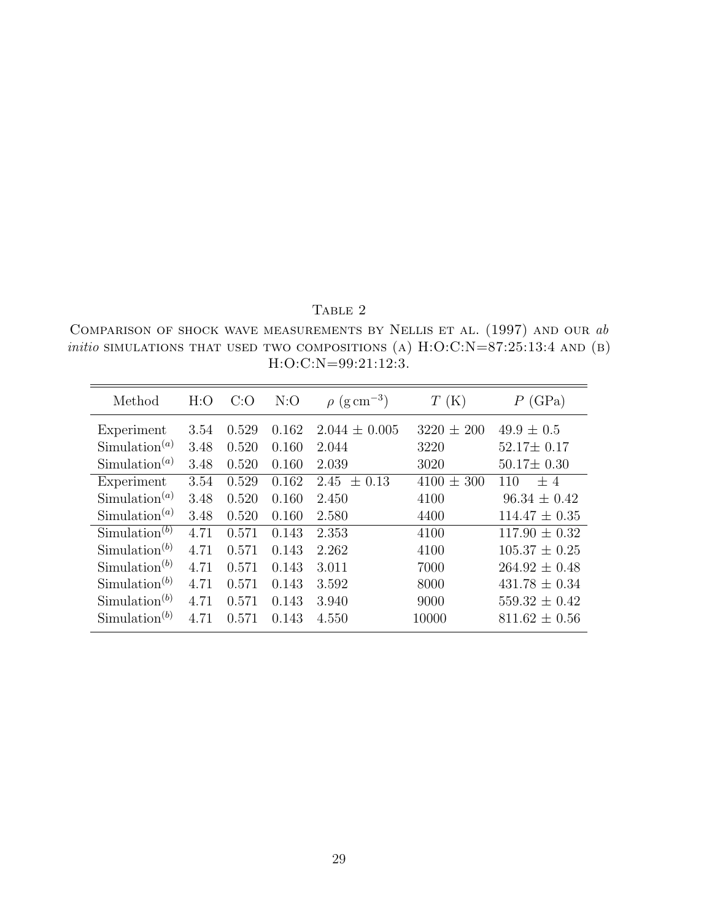Table 2

Comparison of shock wave measurements by Nellis et al. (1997) and our *ab initio* simulations that used two compositions (a) H:O:C:N=87:25:13:4 and (b) H:O:C:N=99:21:12:3.

| Method | H:O | C:O | N:O | $\rho$ ($\mathrm{g\,cm^{-3}}$) | $T$ (K) | $P$ (GPa) |
|---|---|---|---|---|---|---|
| Experiment | 3.54 | 0.529 | 0.162 | 2.044 $\pm$ 0.005 | 3220 $\pm$ 200 | 49.9 $\pm$ 0.5 |
| Simulation$^{(a)}$ | 3.48 | 0.520 | 0.160 | 2.044 | 3220 | 52.17$\pm$ 0.17 |
| Simulation$^{(a)}$ | 3.48 | 0.520 | 0.160 | 2.039 | 3020 | 50.17$\pm$ 0.30 |
| Experiment | 3.54 | 0.529 | 0.162 | 2.45 $\pm$ 0.13 | 4100 $\pm$ 300 | 110 $\pm$ 4 |
| Simulation$^{(a)}$ | 3.48 | 0.520 | 0.160 | 2.450 | 4100 | 96.34 $\pm$ 0.42 |
| Simulation$^{(a)}$ | 3.48 | 0.520 | 0.160 | 2.580 | 4400 | 114.47 $\pm$ 0.35 |
| Simulation$^{(b)}$ | 4.71 | 0.571 | 0.143 | 2.353 | 4100 | 117.90 $\pm$ 0.32 |
| Simulation$^{(b)}$ | 4.71 | 0.571 | 0.143 | 2.262 | 4100 | 105.37 $\pm$ 0.25 |
| Simulation$^{(b)}$ | 4.71 | 0.571 | 0.143 | 3.011 | 7000 | 264.92 $\pm$ 0.48 |
| Simulation$^{(b)}$ | 4.71 | 0.571 | 0.143 | 3.592 | 8000 | 431.78 $\pm$ 0.34 |
| Simulation$^{(b)}$ | 4.71 | 0.571 | 0.143 | 3.940 | 9000 | 559.32 $\pm$ 0.42 |
| Simulation$^{(b)}$ | 4.71 | 0.571 | 0.143 | 4.550 | 10000 | 811.62 $\pm$ 0.56 |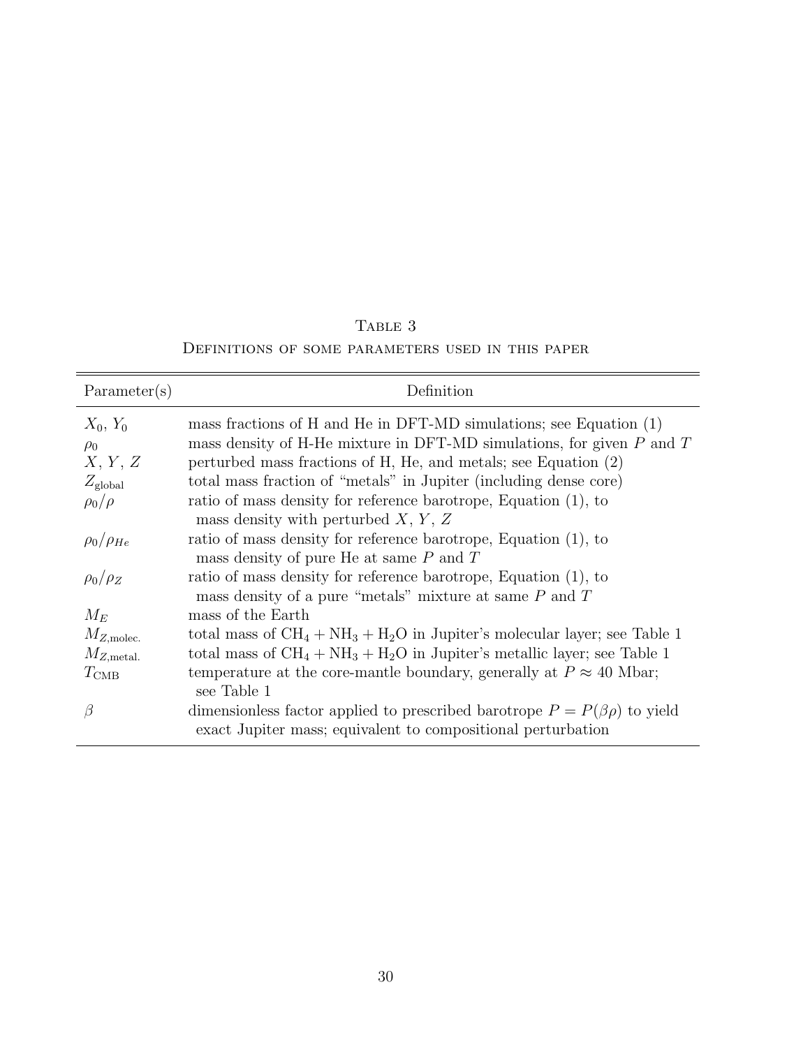Table 3

Definitions of some parameters used in this paper

| Parameter(s) | Definition |
|---|---|
| $X_0$, $Y_0$ | mass fractions of H and He in DFT-MD simulations; see Equation (1) |
| $\rho_0$ | mass density of H-He mixture in DFT-MD simulations, for given $P$ and $T$ |
| $X$, $Y$, $Z$ | perturbed mass fractions of H, He, and metals; see Equation (2) |
| $Z_{\mathrm{global}}$ | total mass fraction of "metals" in Jupiter (including dense core) |
| $\rho_0/\rho$ | ratio of mass density for reference barotrope, Equation (1), to mass density with perturbed $X$, $Y$, $Z$ |
| $\rho_0/\rho_{He}$ | ratio of mass density for reference barotrope, Equation (1), to mass density of pure He at same $P$ and $T$ |
| $\rho_0/\rho_Z$ | ratio of mass density for reference barotrope, Equation (1), to mass density of a pure "metals" mixture at same $P$ and $T$ |
| $M_E$ | mass of the Earth |
| $M_{Z,\mathrm{molec.}}$ | total mass of $CH_4 + NH_3 + H_2O$ in Jupiter's molecular layer; see Table 1 |
| $M_{Z,\mathrm{metal.}}$ | total mass of $CH_4 + NH_3 + H_2O$ in Jupiter's metallic layer; see Table 1 |
| $T_{\mathrm{CMB}}$ | temperature at the core-mantle boundary, generally at $P \approx 40$ Mbar; see Table 1 |
| $\beta$ | dimensionless factor applied to prescribed barotrope $P = P(\beta\rho)$ to yield exact Jupiter mass; equivalent to compositional perturbation |